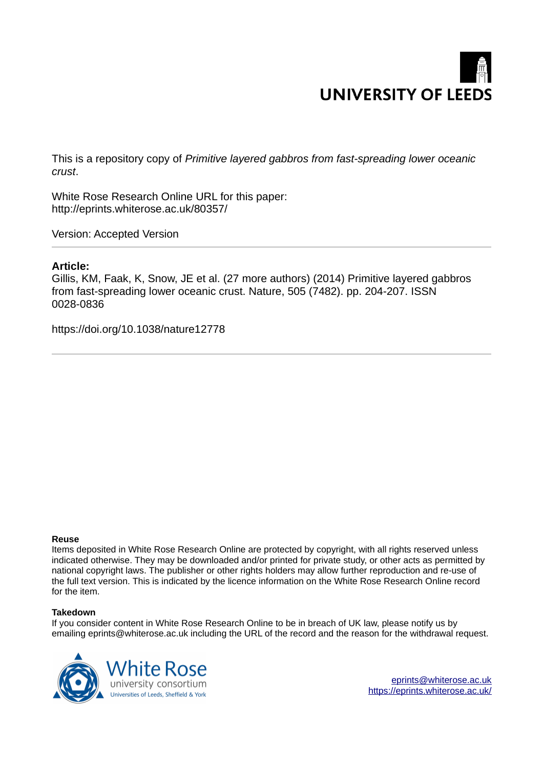UNIVERSITY OF LEEDS

This is a repository copy of *Primitive layered gabbros from fast-spreading lower oceanic crust*.

White Rose Research Online URL for this paper:
http://eprints.whiterose.ac.uk/80357/

Version: Accepted Version

**Article:**

Gillis, KM, Faak, K, Snow, JE et al. (27 more authors) (2014) Primitive layered gabbros from fast-spreading lower oceanic crust. Nature, 505 (7482). pp. 204-207. ISSN 0028-0836

https://doi.org/10.1038/nature12778

**Reuse**

Items deposited in White Rose Research Online are protected by copyright, with all rights reserved unless indicated otherwise. They may be downloaded and/or printed for private study, or other acts as permitted by national copyright laws. The publisher or other rights holders may allow further reproduction and re-use of the full text version. This is indicated by the licence information on the White Rose Research Online record for the item.

**Takedown**

If you consider content in White Rose Research Online to be in breach of UK law, please notify us by emailing eprints@whiterose.ac.uk including the URL of the record and the reason for the withdrawal request.

White Rose university consortium
Universities of Leeds, Sheffield & York

eprints@whiterose.ac.uk
https://eprints.whiterose.ac.uk/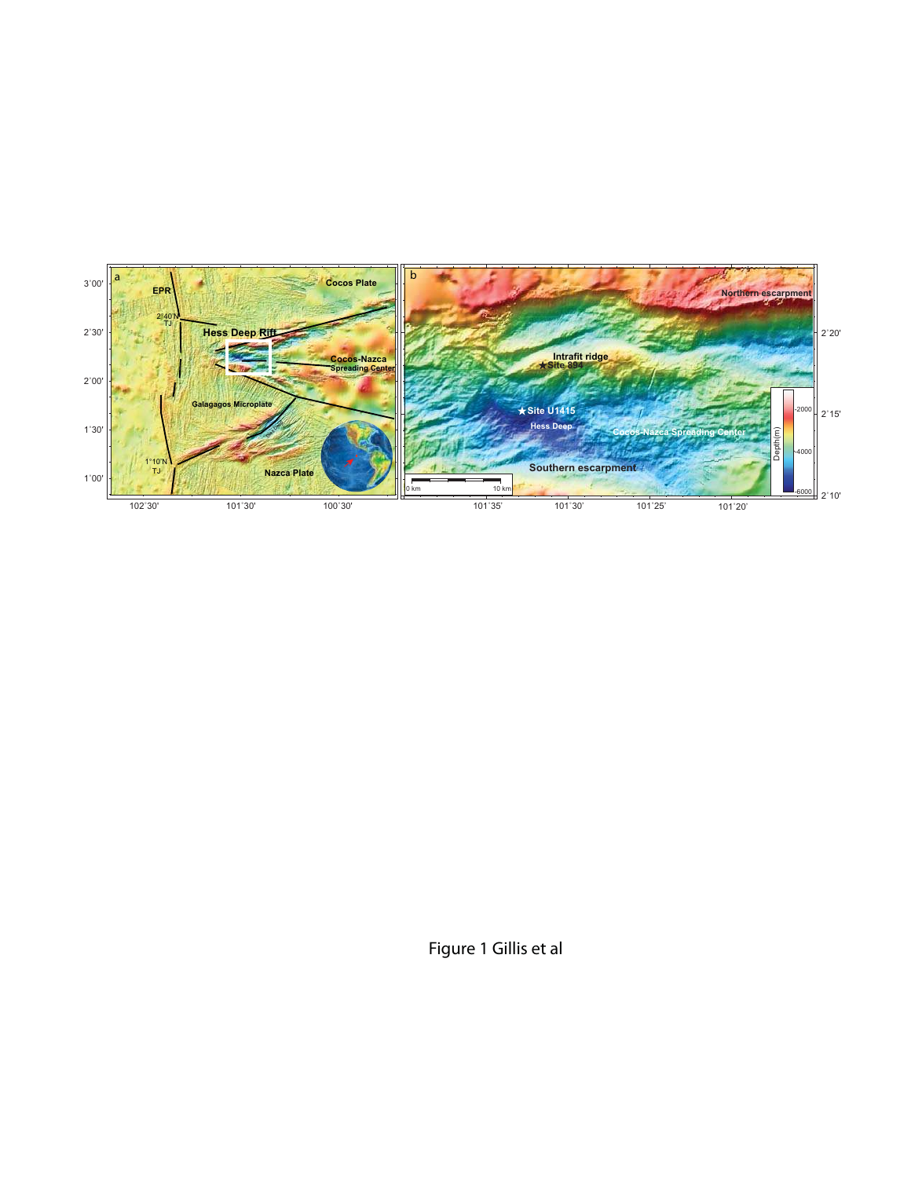Figure 1 Gillis et al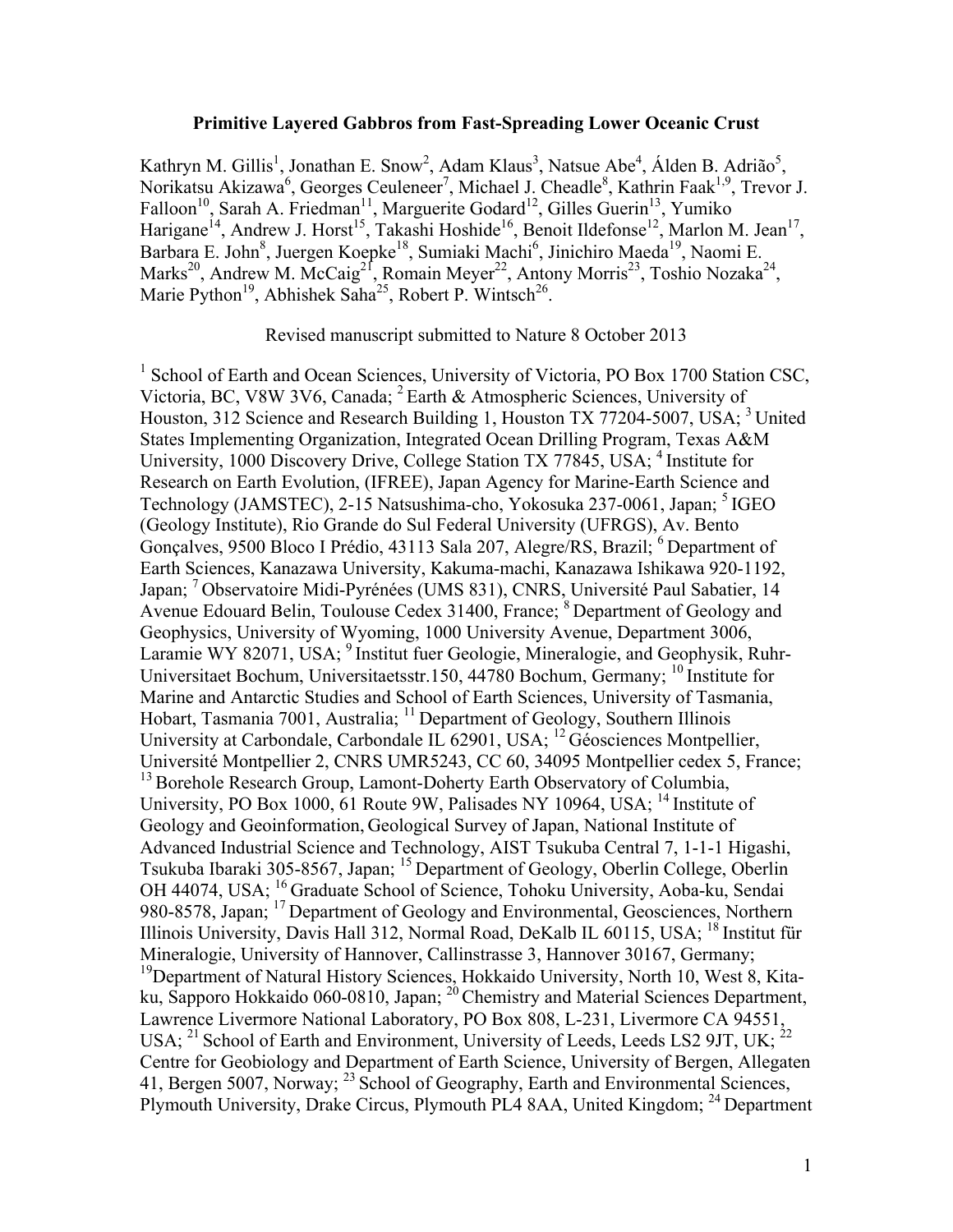**Primitive Layered Gabbros from Fast-Spreading Lower Oceanic Crust**

Kathryn M. Gillis[1], Jonathan E. Snow[2], Adam Klaus[3], Natsue Abe[4], Álden B. Adrião[5], Norikatsu Akizawa[6], Georges Ceuleneer[7], Michael J. Cheadle[8], Kathrin Faak[1,9], Trevor J. Falloon[10], Sarah A. Friedman[11], Marguerite Godard[12], Gilles Guerin[13], Yumiko Harigane[14], Andrew J. Horst[15], Takashi Hoshide[16], Benoit Ildefonse[12], Marlon M. Jean[17], Barbara E. John[8], Juergen Koepke[18], Sumiaki Machi[6], Jinichiro Maeda[19], Naomi E. Marks[20], Andrew M. McCaig[21], Romain Meyer[22], Antony Morris[23], Toshio Nozaka[24], Marie Python[19], Abhishek Saha[25], Robert P. Wintsch[26].

Revised manuscript submitted to Nature 8 October 2013

[1] School of Earth and Ocean Sciences, University of Victoria, PO Box 1700 Station CSC, Victoria, BC, V8W 3V6, Canada; [2] Earth & Atmospheric Sciences, University of Houston, 312 Science and Research Building 1, Houston TX 77204-5007, USA; [3] United States Implementing Organization, Integrated Ocean Drilling Program, Texas A&M University, 1000 Discovery Drive, College Station TX 77845, USA; [4] Institute for Research on Earth Evolution, (IFREE), Japan Agency for Marine-Earth Science and Technology (JAMSTEC), 2-15 Natsushima-cho, Yokosuka 237-0061, Japan; [5] IGEO (Geology Institute), Rio Grande do Sul Federal University (UFRGS), Av. Bento Gonçalves, 9500 Bloco I Prédio, 43113 Sala 207, Alegre/RS, Brazil; [6] Department of Earth Sciences, Kanazawa University, Kakuma-machi, Kanazawa Ishikawa 920-1192, Japan; [7] Observatoire Midi-Pyrénées (UMS 831), CNRS, Université Paul Sabatier, 14 Avenue Edouard Belin, Toulouse Cedex 31400, France; [8] Department of Geology and Geophysics, University of Wyoming, 1000 University Avenue, Department 3006, Laramie WY 82071, USA; [9] Institut fuer Geologie, Mineralogie, and Geophysik, Ruhr-Universitaet Bochum, Universitaetsstr.150, 44780 Bochum, Germany; [10] Institute for Marine and Antarctic Studies and School of Earth Sciences, University of Tasmania, Hobart, Tasmania 7001, Australia; [11] Department of Geology, Southern Illinois University at Carbondale, Carbondale IL 62901, USA; [12] Géosciences Montpellier, Université Montpellier 2, CNRS UMR5243, CC 60, 34095 Montpellier cedex 5, France; [13] Borehole Research Group, Lamont-Doherty Earth Observatory of Columbia, University, PO Box 1000, 61 Route 9W, Palisades NY 10964, USA; [14] Institute of Geology and Geoinformation, Geological Survey of Japan, National Institute of Advanced Industrial Science and Technology, AIST Tsukuba Central 7, 1-1-1 Higashi, Tsukuba Ibaraki 305-8567, Japan; [15] Department of Geology, Oberlin College, Oberlin OH 44074, USA; [16] Graduate School of Science, Tohoku University, Aoba-ku, Sendai 980-8578, Japan; [17] Department of Geology and Environmental, Geosciences, Northern Illinois University, Davis Hall 312, Normal Road, DeKalb IL 60115, USA; [18] Institut für Mineralogie, University of Hannover, Callinstrasse 3, Hannover 30167, Germany; [19] Department of Natural History Sciences, Hokkaido University, North 10, West 8, Kita-ku, Sapporo Hokkaido 060-0810, Japan; [20] Chemistry and Material Sciences Department, Lawrence Livermore National Laboratory, PO Box 808, L-231, Livermore CA 94551, USA; [21] School of Earth and Environment, University of Leeds, Leeds LS2 9JT, UK; [22] Centre for Geobiology and Department of Earth Science, University of Bergen, Allegaten 41, Bergen 5007, Norway; [23] School of Geography, Earth and Environmental Sciences, Plymouth University, Drake Circus, Plymouth PL4 8AA, United Kingdom; [24] Department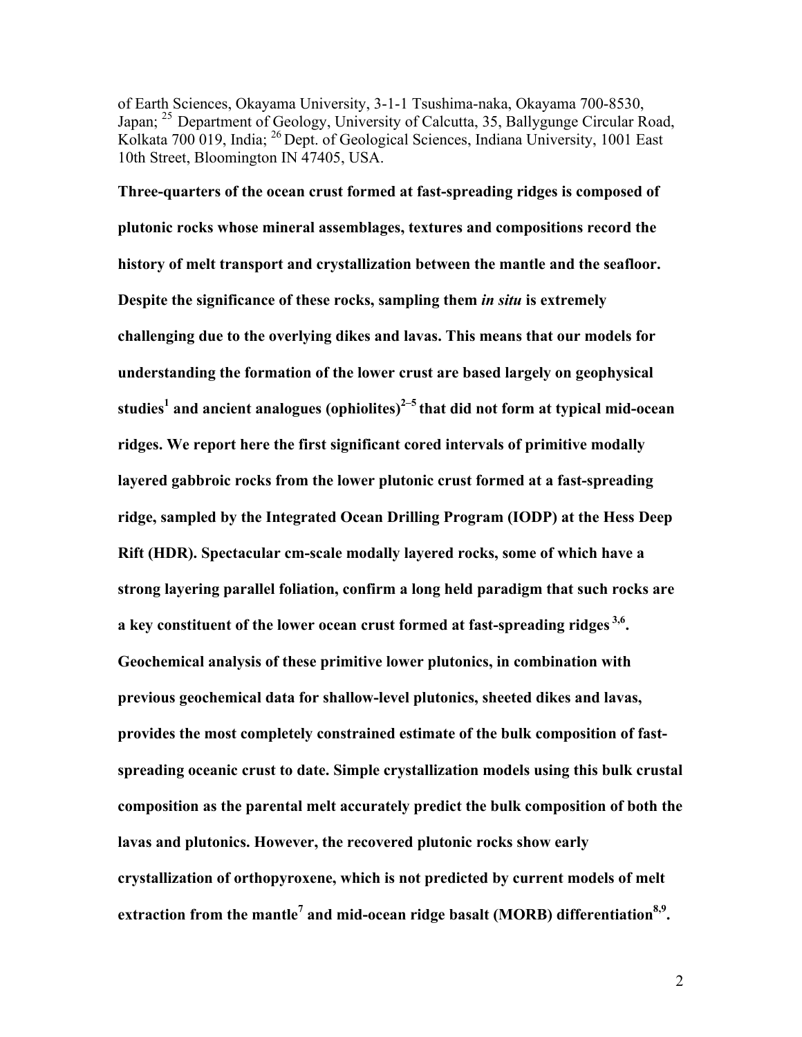of Earth Sciences, Okayama University, 3-1-1 Tsushima-naka, Okayama 700-8530, Japan; [25] Department of Geology, University of Calcutta, 35, Ballygunge Circular Road, Kolkata 700 019, India; [26] Dept. of Geological Sciences, Indiana University, 1001 East 10th Street, Bloomington IN 47405, USA.

**Three-quarters of the ocean crust formed at fast-spreading ridges is composed of plutonic rocks whose mineral assemblages, textures and compositions record the history of melt transport and crystallization between the mantle and the seafloor. Despite the significance of these rocks, sampling them *in situ* is extremely challenging due to the overlying dikes and lavas. This means that our models for understanding the formation of the lower crust are based largely on geophysical studies[1] and ancient analogues (ophiolites)[2–5] that did not form at typical mid-ocean ridges. We report here the first significant cored intervals of primitive modally layered gabbroic rocks from the lower plutonic crust formed at a fast-spreading ridge, sampled by the Integrated Ocean Drilling Program (IODP) at the Hess Deep Rift (HDR). Spectacular cm-scale modally layered rocks, some of which have a strong layering parallel foliation, confirm a long held paradigm that such rocks are a key constituent of the lower ocean crust formed at fast-spreading ridges[3,6]. Geochemical analysis of these primitive lower plutonics, in combination with previous geochemical data for shallow-level plutonics, sheeted dikes and lavas, provides the most completely constrained estimate of the bulk composition of fast-spreading oceanic crust to date. Simple crystallization models using this bulk crustal composition as the parental melt accurately predict the bulk composition of both the lavas and plutonics. However, the recovered plutonic rocks show early crystallization of orthopyroxene, which is not predicted by current models of melt extraction from the mantle[7] and mid-ocean ridge basalt (MORB) differentiation[8,9].**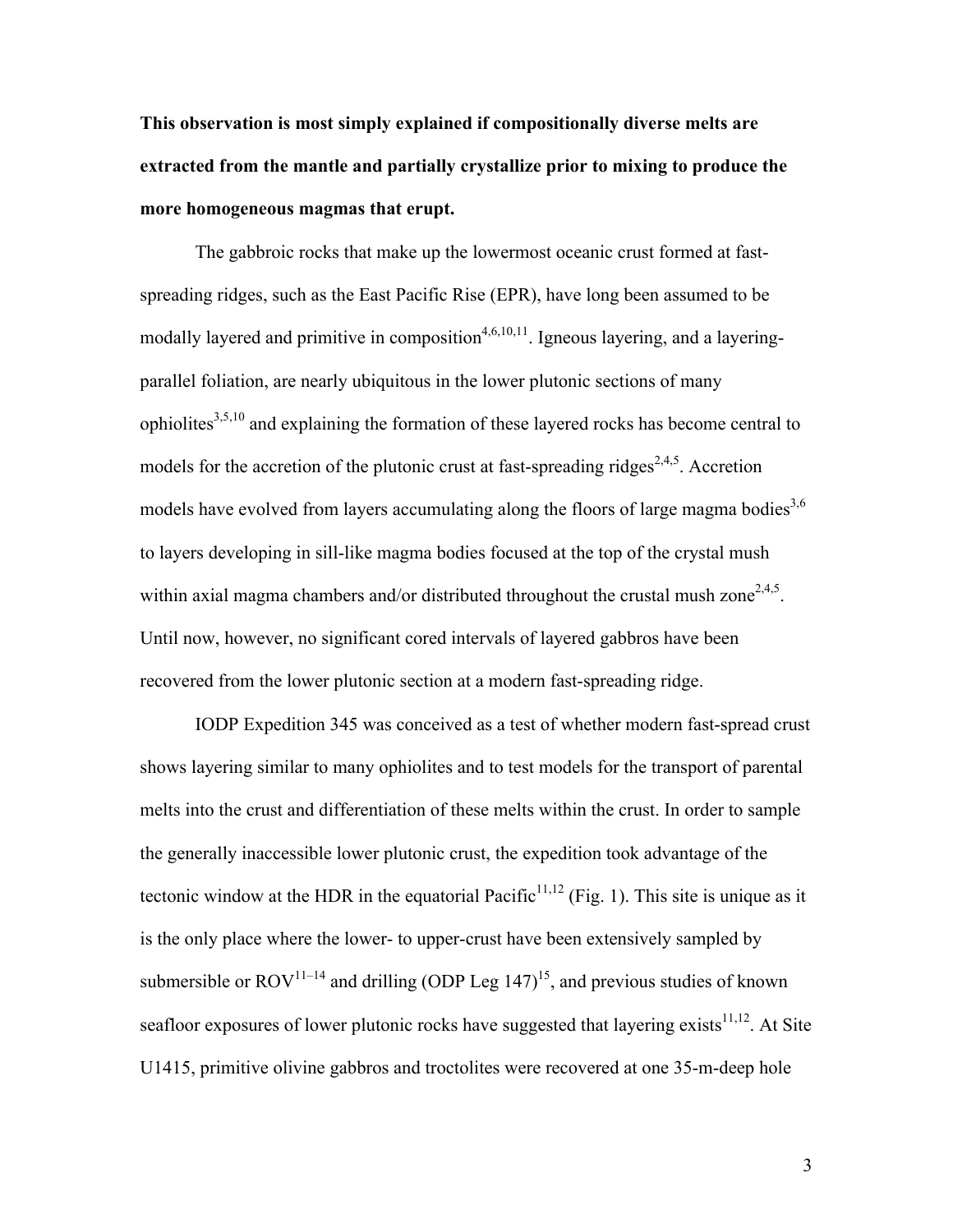**This observation is most simply explained if compositionally diverse melts are extracted from the mantle and partially crystallize prior to mixing to produce the more homogeneous magmas that erupt.**

The gabbroic rocks that make up the lowermost oceanic crust formed at fast-spreading ridges, such as the East Pacific Rise (EPR), have long been assumed to be modally layered and primitive in composition[4,6,10,11]. Igneous layering, and a layering-parallel foliation, are nearly ubiquitous in the lower plutonic sections of many ophiolites[3,5,10] and explaining the formation of these layered rocks has become central to models for the accretion of the plutonic crust at fast-spreading ridges[2,4,5]. Accretion models have evolved from layers accumulating along the floors of large magma bodies[3,6] to layers developing in sill-like magma bodies focused at the top of the crystal mush within axial magma chambers and/or distributed throughout the crustal mush zone[2,4,5]. Until now, however, no significant cored intervals of layered gabbros have been recovered from the lower plutonic section at a modern fast-spreading ridge.

IODP Expedition 345 was conceived as a test of whether modern fast-spread crust shows layering similar to many ophiolites and to test models for the transport of parental melts into the crust and differentiation of these melts within the crust. In order to sample the generally inaccessible lower plutonic crust, the expedition took advantage of the tectonic window at the HDR in the equatorial Pacific[11,12] (Fig. 1). This site is unique as it is the only place where the lower- to upper-crust have been extensively sampled by submersible or ROV[11–14] and drilling (ODP Leg 147)[15], and previous studies of known seafloor exposures of lower plutonic rocks have suggested that layering exists[11,12]. At Site U1415, primitive olivine gabbros and troctolites were recovered at one 35-m-deep hole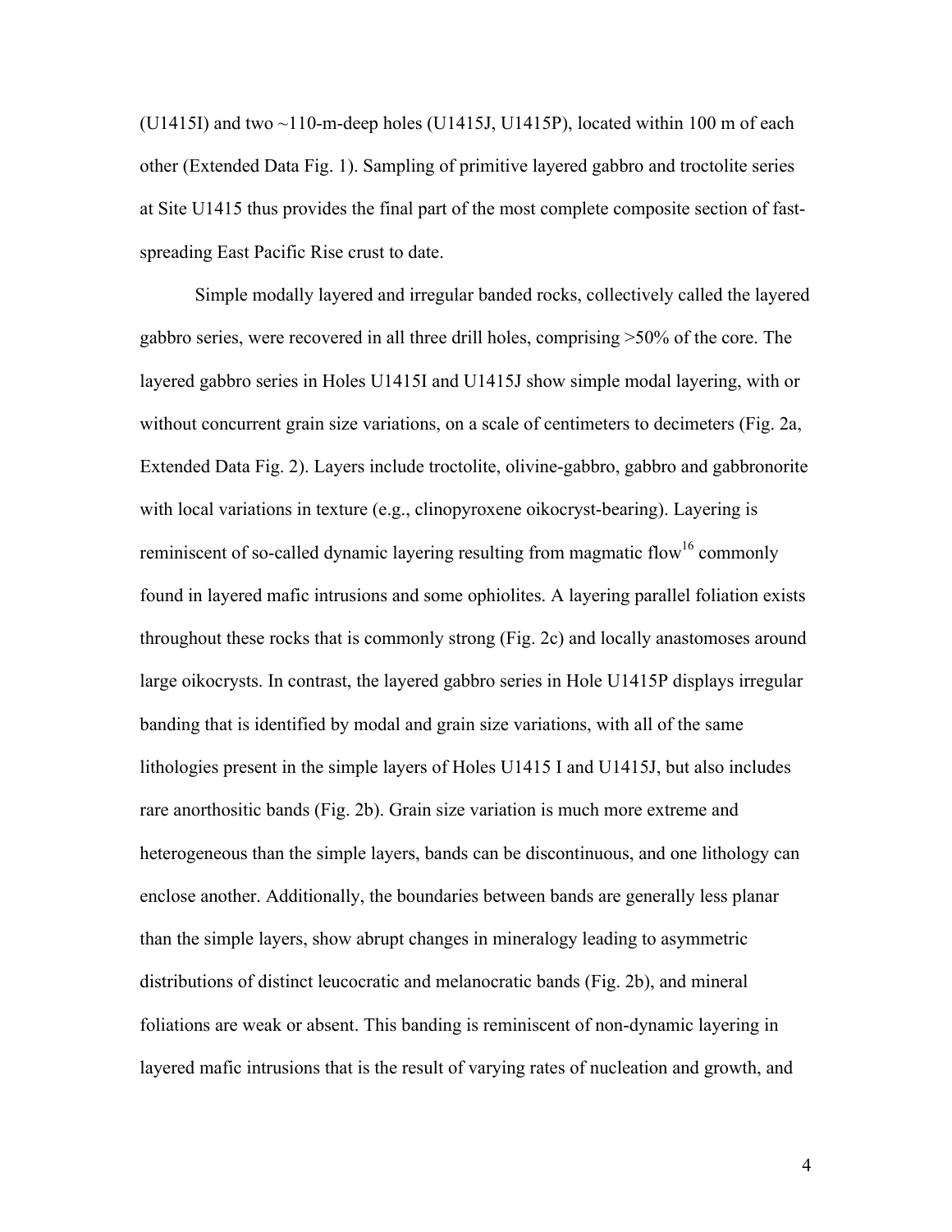(U1415I) and two ~110-m-deep holes (U1415J, U1415P), located within 100 m of each other (Extended Data Fig. 1). Sampling of primitive layered gabbro and troctolite series at Site U1415 thus provides the final part of the most complete composite section of fast-spreading East Pacific Rise crust to date.

Simple modally layered and irregular banded rocks, collectively called the layered gabbro series, were recovered in all three drill holes, comprising >50% of the core. The layered gabbro series in Holes U1415I and U1415J show simple modal layering, with or without concurrent grain size variations, on a scale of centimeters to decimeters (Fig. 2a, Extended Data Fig. 2). Layers include troctolite, olivine-gabbro, gabbro and gabbronorite with local variations in texture (e.g., clinopyroxene oikocryst-bearing). Layering is reminiscent of so-called dynamic layering resulting from magmatic flow[16] commonly found in layered mafic intrusions and some ophiolites. A layering parallel foliation exists throughout these rocks that is commonly strong (Fig. 2c) and locally anastomoses around large oikocrysts. In contrast, the layered gabbro series in Hole U1415P displays irregular banding that is identified by modal and grain size variations, with all of the same lithologies present in the simple layers of Holes U1415 I and U1415J, but also includes rare anorthositic bands (Fig. 2b). Grain size variation is much more extreme and heterogeneous than the simple layers, bands can be discontinuous, and one lithology can enclose another. Additionally, the boundaries between bands are generally less planar than the simple layers, show abrupt changes in mineralogy leading to asymmetric distributions of distinct leucocratic and melanocratic bands (Fig. 2b), and mineral foliations are weak or absent. This banding is reminiscent of non-dynamic layering in layered mafic intrusions that is the result of varying rates of nucleation and growth, and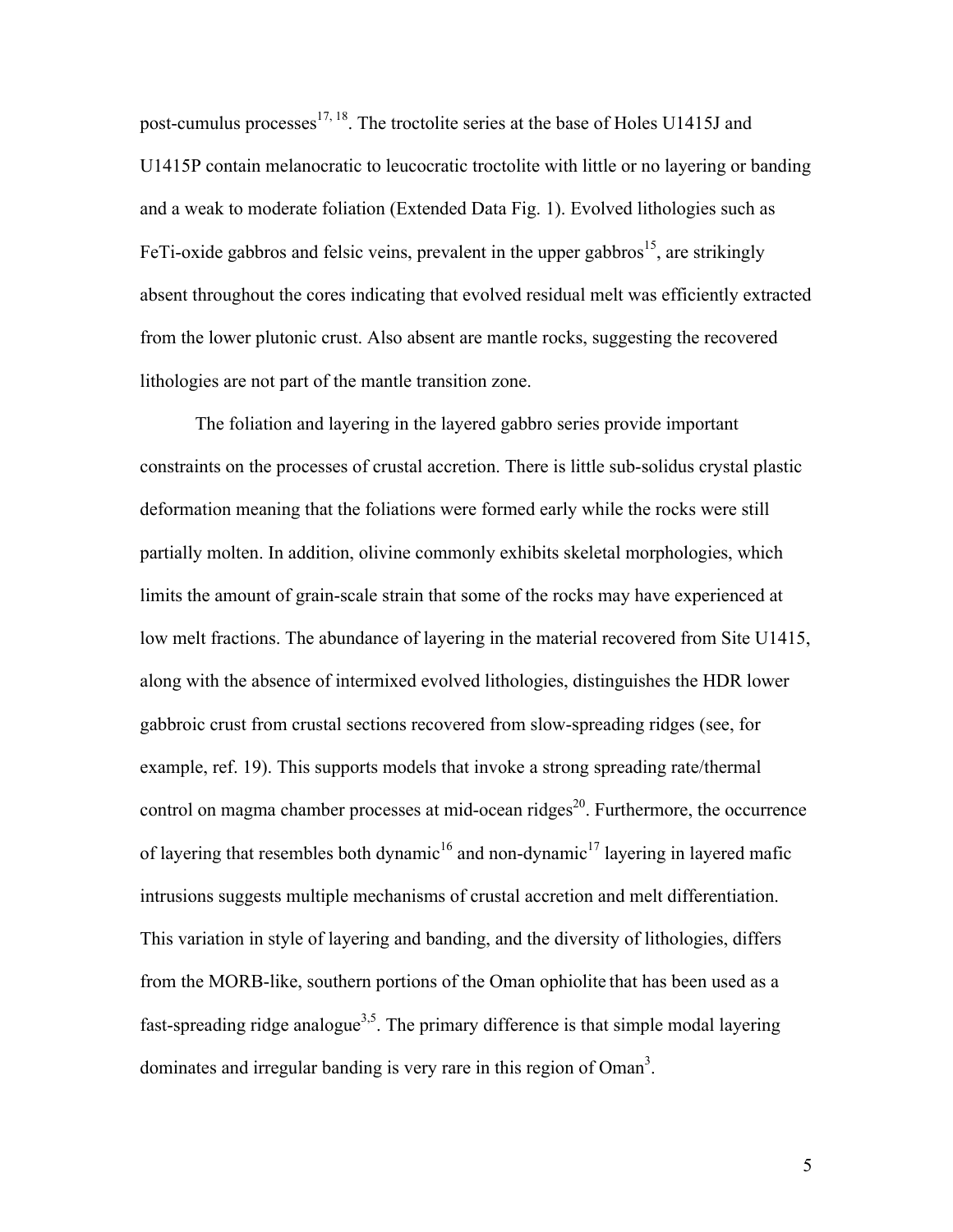post-cumulus processes[17, 18]. The troctolite series at the base of Holes U1415J and U1415P contain melanocratic to leucocratic troctolite with little or no layering or banding and a weak to moderate foliation (Extended Data Fig. 1). Evolved lithologies such as FeTi-oxide gabbros and felsic veins, prevalent in the upper gabbros[15], are strikingly absent throughout the cores indicating that evolved residual melt was efficiently extracted from the lower plutonic crust. Also absent are mantle rocks, suggesting the recovered lithologies are not part of the mantle transition zone.

The foliation and layering in the layered gabbro series provide important constraints on the processes of crustal accretion. There is little sub-solidus crystal plastic deformation meaning that the foliations were formed early while the rocks were still partially molten. In addition, olivine commonly exhibits skeletal morphologies, which limits the amount of grain-scale strain that some of the rocks may have experienced at low melt fractions. The abundance of layering in the material recovered from Site U1415, along with the absence of intermixed evolved lithologies, distinguishes the HDR lower gabbroic crust from crustal sections recovered from slow-spreading ridges (see, for example, ref. 19). This supports models that invoke a strong spreading rate/thermal control on magma chamber processes at mid-ocean ridges[20]. Furthermore, the occurrence of layering that resembles both dynamic[16] and non-dynamic[17] layering in layered mafic intrusions suggests multiple mechanisms of crustal accretion and melt differentiation. This variation in style of layering and banding, and the diversity of lithologies, differs from the MORB-like, southern portions of the Oman ophiolite that has been used as a fast-spreading ridge analogue[3,5]. The primary difference is that simple modal layering dominates and irregular banding is very rare in this region of Oman[3].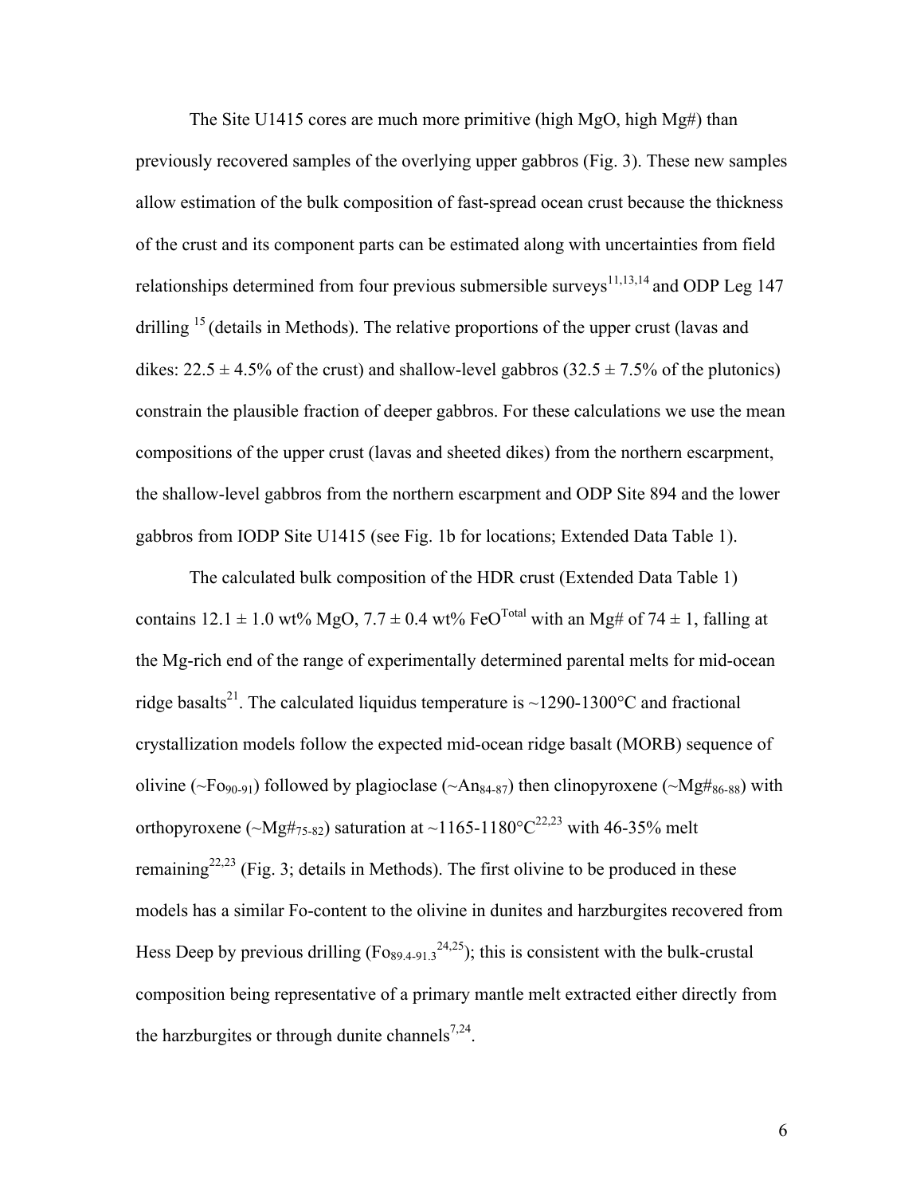The Site U1415 cores are much more primitive (high MgO, high Mg#) than previously recovered samples of the overlying upper gabbros (Fig. 3). These new samples allow estimation of the bulk composition of fast-spread ocean crust because the thickness of the crust and its component parts can be estimated along with uncertainties from field relationships determined from four previous submersible surveys[11,13,14] and ODP Leg 147 drilling [15] (details in Methods). The relative proportions of the upper crust (lavas and dikes: 22.5 ± 4.5% of the crust) and shallow-level gabbros (32.5 ± 7.5% of the plutonics) constrain the plausible fraction of deeper gabbros. For these calculations we use the mean compositions of the upper crust (lavas and sheeted dikes) from the northern escarpment, the shallow-level gabbros from the northern escarpment and ODP Site 894 and the lower gabbros from IODP Site U1415 (see Fig. 1b for locations; Extended Data Table 1).

The calculated bulk composition of the HDR crust (Extended Data Table 1) contains 12.1 ± 1.0 wt% MgO, 7.7 ± 0.4 wt% $FeO^{Total}$ with an Mg# of 74 ± 1, falling at the Mg-rich end of the range of experimentally determined parental melts for mid-ocean ridge basalts[21]. The calculated liquidus temperature is ~1290-1300°C and fractional crystallization models follow the expected mid-ocean ridge basalt (MORB) sequence of olivine (~$Fo_{90-91}$) followed by plagioclase (~$An_{84-87}$) then clinopyroxene (~$Mg\#_{86-88}$) with orthopyroxene (~$Mg\#_{75-82}$) saturation at ~1165-1180°C[22,23] with 46-35% melt remaining[22,23] (Fig. 3; details in Methods). The first olivine to be produced in these models has a similar Fo-content to the olivine in dunites and harzburgites recovered from Hess Deep by previous drilling ($Fo_{89.4-91.3}$[24,25]); this is consistent with the bulk-crustal composition being representative of a primary mantle melt extracted either directly from the harzburgites or through dunite channels[7,24].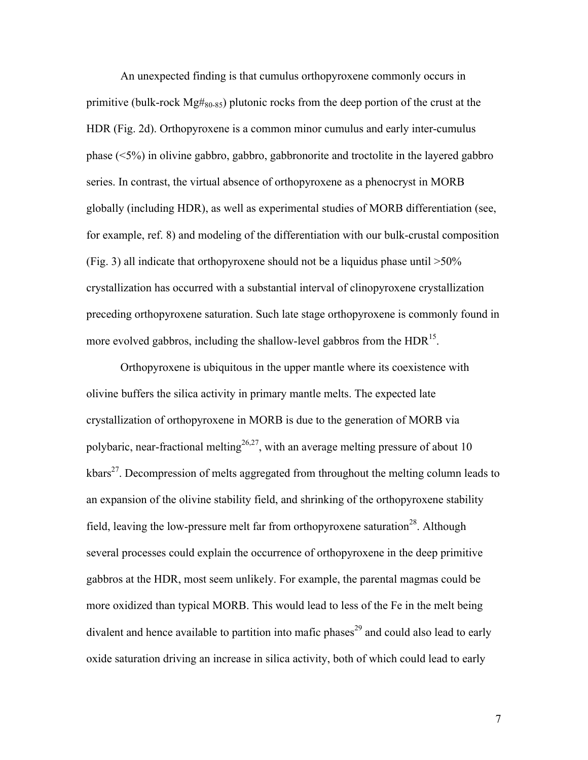An unexpected finding is that cumulus orthopyroxene commonly occurs in primitive (bulk-rock Mg#$_{80\text{-}85}$) plutonic rocks from the deep portion of the crust at the HDR (Fig. 2d). Orthopyroxene is a common minor cumulus and early inter-cumulus phase (<5%) in olivine gabbro, gabbro, gabbronorite and troctolite in the layered gabbro series. In contrast, the virtual absence of orthopyroxene as a phenocryst in MORB globally (including HDR), as well as experimental studies of MORB differentiation (see, for example, ref. 8) and modeling of the differentiation with our bulk-crustal composition (Fig. 3) all indicate that orthopyroxene should not be a liquidus phase until >50% crystallization has occurred with a substantial interval of clinopyroxene crystallization preceding orthopyroxene saturation. Such late stage orthopyroxene is commonly found in more evolved gabbros, including the shallow-level gabbros from the HDR[15].

Orthopyroxene is ubiquitous in the upper mantle where its coexistence with olivine buffers the silica activity in primary mantle melts. The expected late crystallization of orthopyroxene in MORB is due to the generation of MORB via polybaric, near-fractional melting[26,27], with an average melting pressure of about 10 kbars[27]. Decompression of melts aggregated from throughout the melting column leads to an expansion of the olivine stability field, and shrinking of the orthopyroxene stability field, leaving the low-pressure melt far from orthopyroxene saturation[28]. Although several processes could explain the occurrence of orthopyroxene in the deep primitive gabbros at the HDR, most seem unlikely. For example, the parental magmas could be more oxidized than typical MORB. This would lead to less of the Fe in the melt being divalent and hence available to partition into mafic phases[29] and could also lead to early oxide saturation driving an increase in silica activity, both of which could lead to early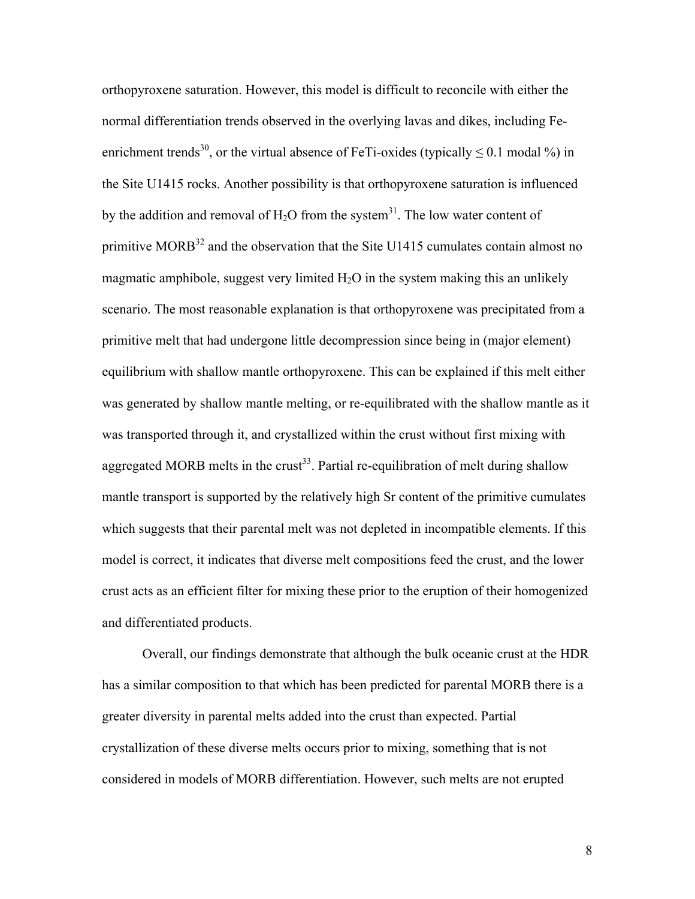orthopyroxene saturation. However, this model is difficult to reconcile with either the normal differentiation trends observed in the overlying lavas and dikes, including Fe-enrichment trends[30], or the virtual absence of FeTi-oxides (typically ≤ 0.1 modal %) in the Site U1415 rocks. Another possibility is that orthopyroxene saturation is influenced by the addition and removal of $H_2O$ from the system[31]. The low water content of primitive MORB[32] and the observation that the Site U1415 cumulates contain almost no magmatic amphibole, suggest very limited $H_2O$ in the system making this an unlikely scenario. The most reasonable explanation is that orthopyroxene was precipitated from a primitive melt that had undergone little decompression since being in (major element) equilibrium with shallow mantle orthopyroxene. This can be explained if this melt either was generated by shallow mantle melting, or re-equilibrated with the shallow mantle as it was transported through it, and crystallized within the crust without first mixing with aggregated MORB melts in the crust[33]. Partial re-equilibration of melt during shallow mantle transport is supported by the relatively high Sr content of the primitive cumulates which suggests that their parental melt was not depleted in incompatible elements. If this model is correct, it indicates that diverse melt compositions feed the crust, and the lower crust acts as an efficient filter for mixing these prior to the eruption of their homogenized and differentiated products.

Overall, our findings demonstrate that although the bulk oceanic crust at the HDR has a similar composition to that which has been predicted for parental MORB there is a greater diversity in parental melts added into the crust than expected. Partial crystallization of these diverse melts occurs prior to mixing, something that is not considered in models of MORB differentiation. However, such melts are not erupted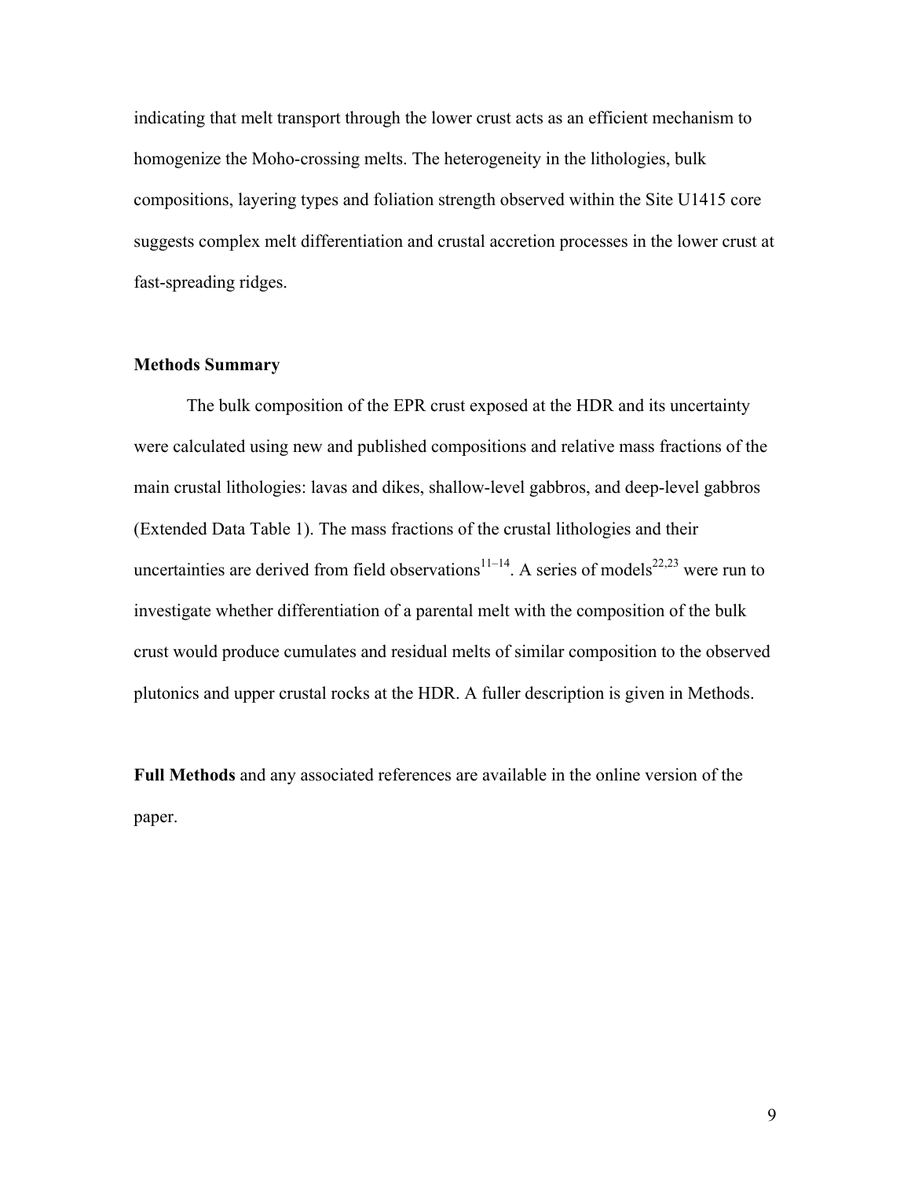indicating that melt transport through the lower crust acts as an efficient mechanism to homogenize the Moho-crossing melts. The heterogeneity in the lithologies, bulk compositions, layering types and foliation strength observed within the Site U1415 core suggests complex melt differentiation and crustal accretion processes in the lower crust at fast-spreading ridges.

**Methods Summary**

The bulk composition of the EPR crust exposed at the HDR and its uncertainty were calculated using new and published compositions and relative mass fractions of the main crustal lithologies: lavas and dikes, shallow-level gabbros, and deep-level gabbros (Extended Data Table 1). The mass fractions of the crustal lithologies and their uncertainties are derived from field observations[11–14]. A series of models[22,23] were run to investigate whether differentiation of a parental melt with the composition of the bulk crust would produce cumulates and residual melts of similar composition to the observed plutonics and upper crustal rocks at the HDR. A fuller description is given in Methods.

**Full Methods** and any associated references are available in the online version of the paper.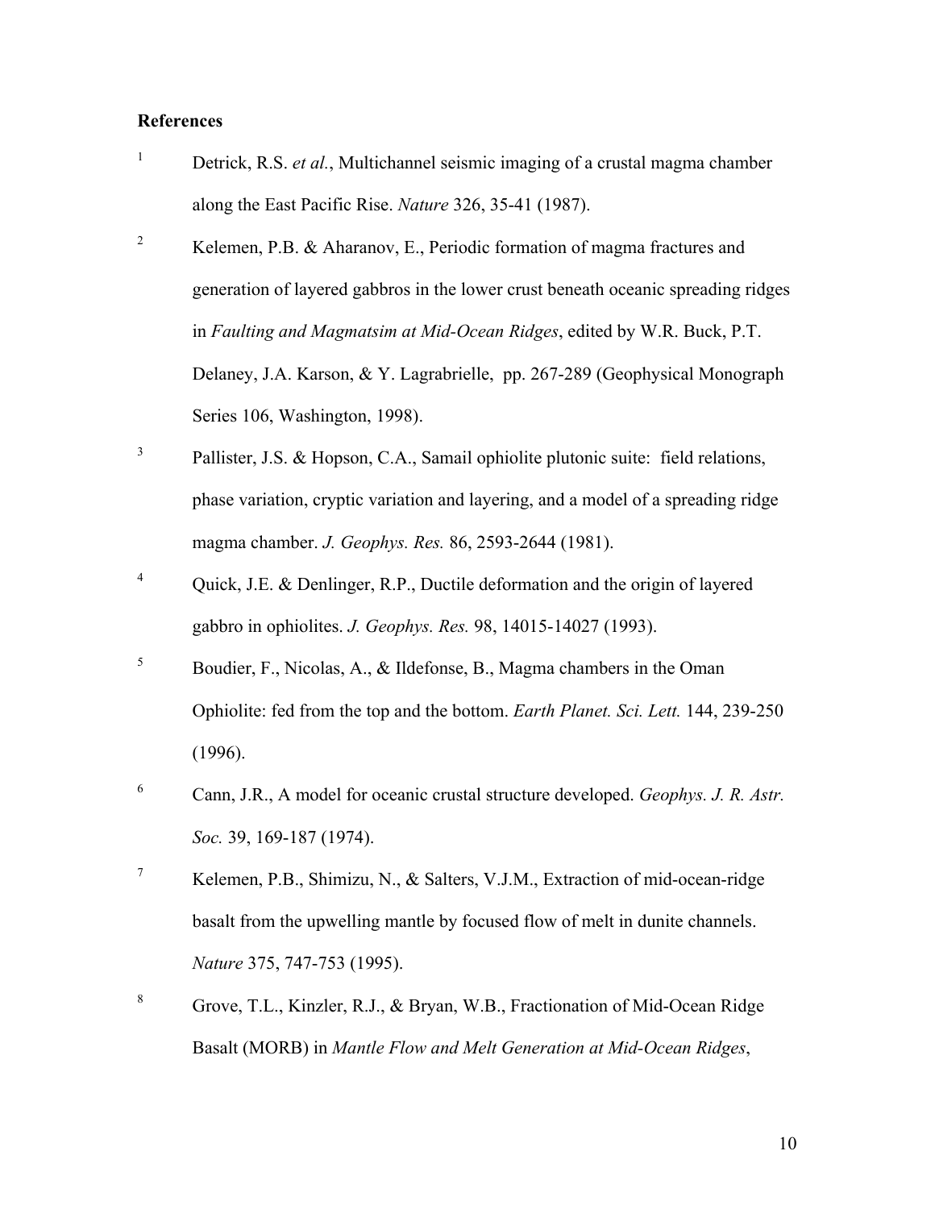## References

1. Detrick, R.S. *et al.*, Multichannel seismic imaging of a crustal magma chamber along the East Pacific Rise. *Nature* 326, 35-41 (1987).

2. Kelemen, P.B. & Aharanov, E., Periodic formation of magma fractures and generation of layered gabbros in the lower crust beneath oceanic spreading ridges in *Faulting and Magmatsim at Mid-Ocean Ridges*, edited by W.R. Buck, P.T. Delaney, J.A. Karson, & Y. Lagrabrielle, pp. 267-289 (Geophysical Monograph Series 106, Washington, 1998).

3. Pallister, J.S. & Hopson, C.A., Samail ophiolite plutonic suite: field relations, phase variation, cryptic variation and layering, and a model of a spreading ridge magma chamber. *J. Geophys. Res.* 86, 2593-2644 (1981).

4. Quick, J.E. & Denlinger, R.P., Ductile deformation and the origin of layered gabbro in ophiolites. *J. Geophys. Res.* 98, 14015-14027 (1993).

5. Boudier, F., Nicolas, A., & Ildefonse, B., Magma chambers in the Oman Ophiolite: fed from the top and the bottom. *Earth Planet. Sci. Lett.* 144, 239-250 (1996).

6. Cann, J.R., A model for oceanic crustal structure developed. *Geophys. J. R. Astr. Soc.* 39, 169-187 (1974).

7. Kelemen, P.B., Shimizu, N., & Salters, V.J.M., Extraction of mid-ocean-ridge basalt from the upwelling mantle by focused flow of melt in dunite channels. *Nature* 375, 747-753 (1995).

8. Grove, T.L., Kinzler, R.J., & Bryan, W.B., Fractionation of Mid-Ocean Ridge Basalt (MORB) in *Mantle Flow and Melt Generation at Mid-Ocean Ridges*,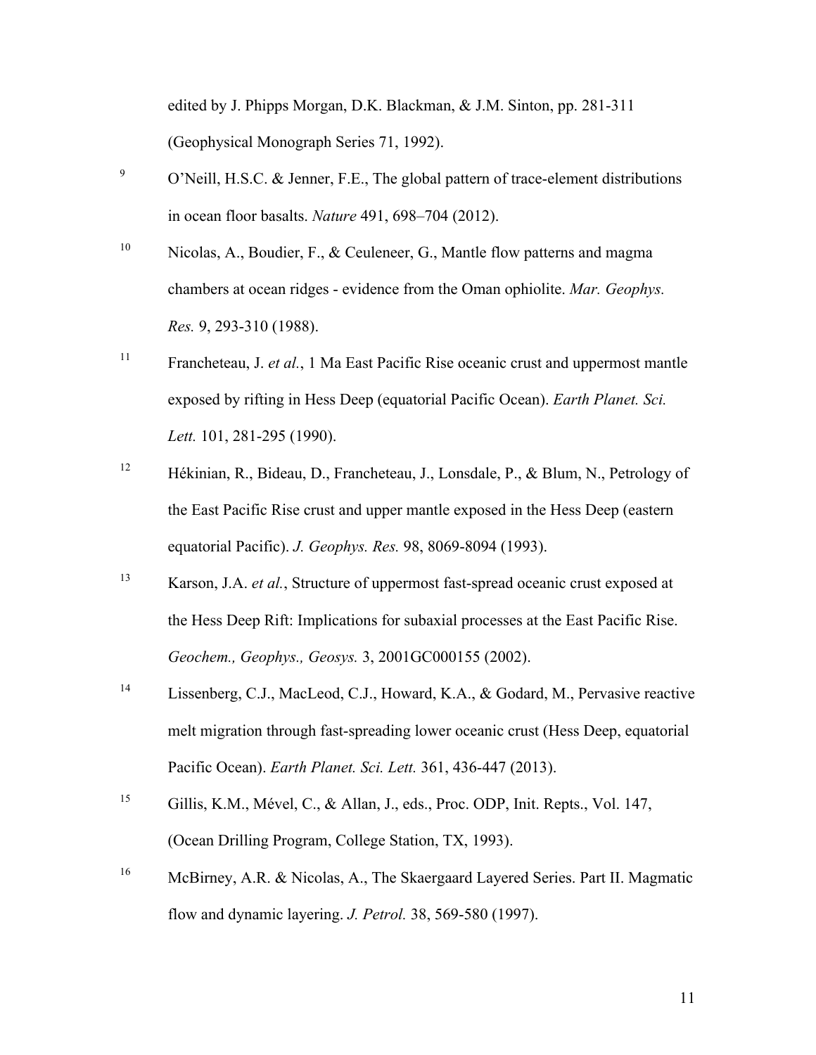edited by J. Phipps Morgan, D.K. Blackman, & J.M. Sinton, pp. 281-311 (Geophysical Monograph Series 71, 1992).

9. O'Neill, H.S.C. & Jenner, F.E., The global pattern of trace-element distributions in ocean floor basalts. *Nature* 491, 698–704 (2012).

10. Nicolas, A., Boudier, F., & Ceuleneer, G., Mantle flow patterns and magma chambers at ocean ridges - evidence from the Oman ophiolite. *Mar. Geophys. Res.* 9, 293-310 (1988).

11. Francheteau, J. *et al.*, 1 Ma East Pacific Rise oceanic crust and uppermost mantle exposed by rifting in Hess Deep (equatorial Pacific Ocean). *Earth Planet. Sci. Lett.* 101, 281-295 (1990).

12. Hékinian, R., Bideau, D., Francheteau, J., Lonsdale, P., & Blum, N., Petrology of the East Pacific Rise crust and upper mantle exposed in the Hess Deep (eastern equatorial Pacific). *J. Geophys. Res.* 98, 8069-8094 (1993).

13. Karson, J.A. *et al.*, Structure of uppermost fast-spread oceanic crust exposed at the Hess Deep Rift: Implications for subaxial processes at the East Pacific Rise. *Geochem., Geophys., Geosys.* 3, 2001GC000155 (2002).

14. Lissenberg, C.J., MacLeod, C.J., Howard, K.A., & Godard, M., Pervasive reactive melt migration through fast-spreading lower oceanic crust (Hess Deep, equatorial Pacific Ocean). *Earth Planet. Sci. Lett.* 361, 436-447 (2013).

15. Gillis, K.M., Mével, C., & Allan, J., eds., Proc. ODP, Init. Repts., Vol. 147, (Ocean Drilling Program, College Station, TX, 1993).

16. McBirney, A.R. & Nicolas, A., The Skaergaard Layered Series. Part II. Magmatic flow and dynamic layering. *J. Petrol.* 38, 569-580 (1997).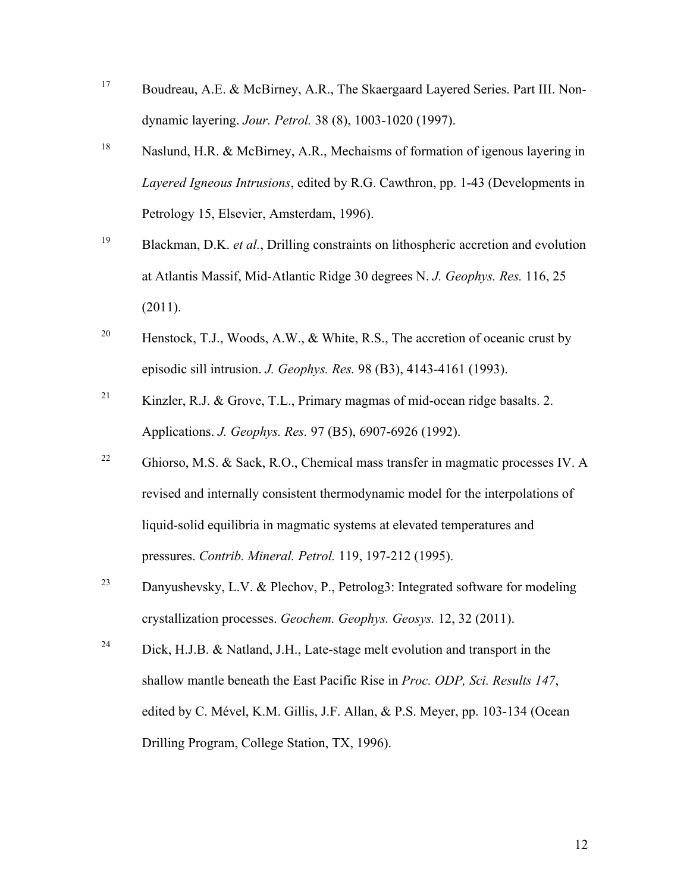17. Boudreau, A.E. & McBirney, A.R., The Skaergaard Layered Series. Part III. Non-dynamic layering. *Jour. Petrol.* 38 (8), 1003-1020 (1997).

18. Naslund, H.R. & McBirney, A.R., Mechaisms of formation of igenous layering in *Layered Igneous Intrusions*, edited by R.G. Cawthron, pp. 1-43 (Developments in Petrology 15, Elsevier, Amsterdam, 1996).

19. Blackman, D.K. *et al.*, Drilling constraints on lithospheric accretion and evolution at Atlantis Massif, Mid-Atlantic Ridge 30 degrees N. *J. Geophys. Res.* 116, 25 (2011).

20. Henstock, T.J., Woods, A.W., & White, R.S., The accretion of oceanic crust by episodic sill intrusion. *J. Geophys. Res.* 98 (B3), 4143-4161 (1993).

21. Kinzler, R.J. & Grove, T.L., Primary magmas of mid-ocean ridge basalts. 2. Applications. *J. Geophys. Res.* 97 (B5), 6907-6926 (1992).

22. Ghiorso, M.S. & Sack, R.O., Chemical mass transfer in magmatic processes IV. A revised and internally consistent thermodynamic model for the interpolations of liquid-solid equilibria in magmatic systems at elevated temperatures and pressures. *Contrib. Mineral. Petrol.* 119, 197-212 (1995).

23. Danyushevsky, L.V. & Plechov, P., Petrolog3: Integrated software for modeling crystallization processes. *Geochem. Geophys. Geosys.* 12, 32 (2011).

24. Dick, H.J.B. & Natland, J.H., Late-stage melt evolution and transport in the shallow mantle beneath the East Pacific Rise in *Proc. ODP, Sci. Results 147*, edited by C. Mével, K.M. Gillis, J.F. Allan, & P.S. Meyer, pp. 103-134 (Ocean Drilling Program, College Station, TX, 1996).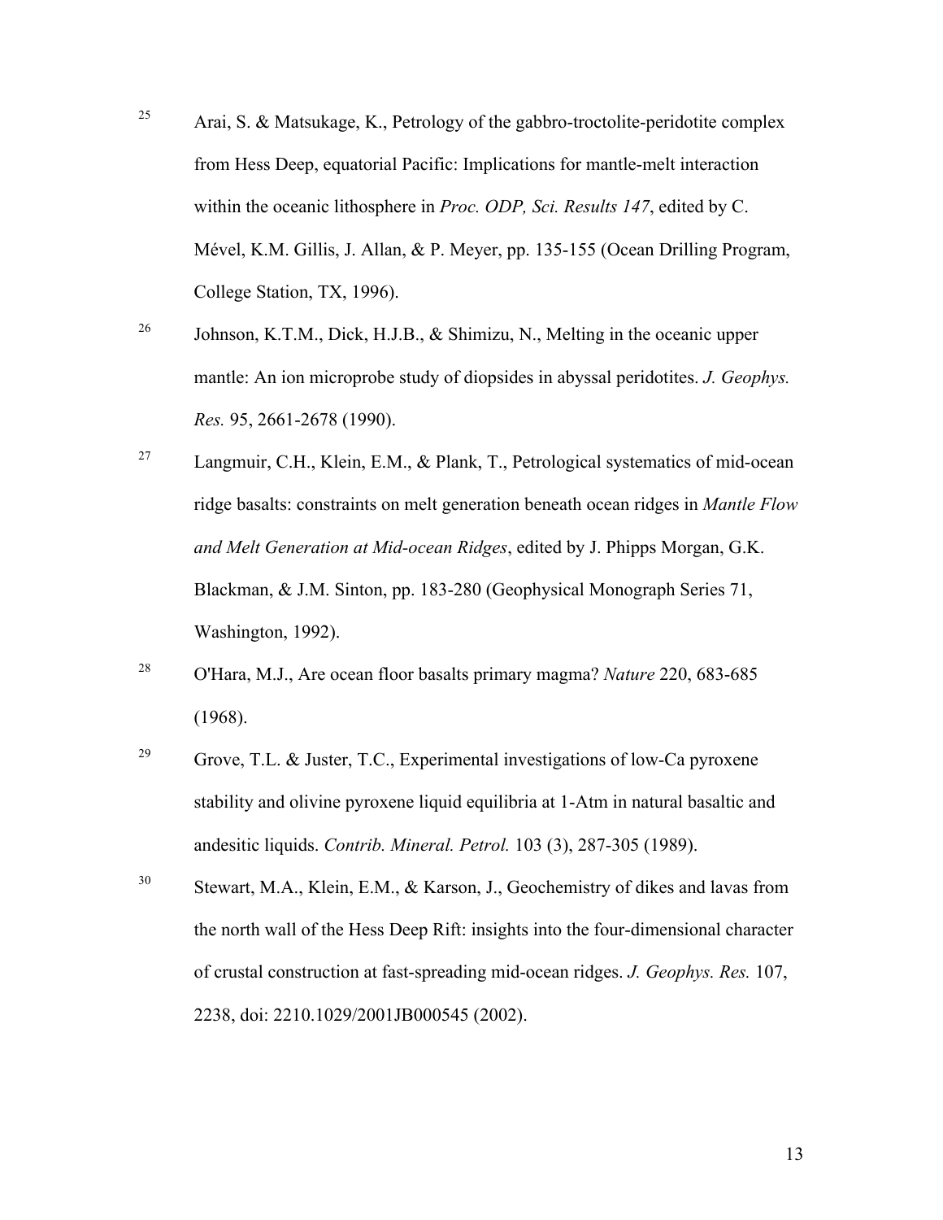25 Arai, S. & Matsukage, K., Petrology of the gabbro-troctolite-peridotite complex from Hess Deep, equatorial Pacific: Implications for mantle-melt interaction within the oceanic lithosphere in *Proc. ODP, Sci. Results 147*, edited by C. Mével, K.M. Gillis, J. Allan, & P. Meyer, pp. 135-155 (Ocean Drilling Program, College Station, TX, 1996).

26 Johnson, K.T.M., Dick, H.J.B., & Shimizu, N., Melting in the oceanic upper mantle: An ion microprobe study of diopsides in abyssal peridotites. *J. Geophys. Res.* 95, 2661-2678 (1990).

27 Langmuir, C.H., Klein, E.M., & Plank, T., Petrological systematics of mid-ocean ridge basalts: constraints on melt generation beneath ocean ridges in *Mantle Flow and Melt Generation at Mid-ocean Ridges*, edited by J. Phipps Morgan, G.K. Blackman, & J.M. Sinton, pp. 183-280 (Geophysical Monograph Series 71, Washington, 1992).

28 O'Hara, M.J., Are ocean floor basalts primary magma? *Nature* 220, 683-685 (1968).

29 Grove, T.L. & Juster, T.C., Experimental investigations of low-Ca pyroxene stability and olivine pyroxene liquid equilibria at 1-Atm in natural basaltic and andesitic liquids. *Contrib. Mineral. Petrol.* 103 (3), 287-305 (1989).

30 Stewart, M.A., Klein, E.M., & Karson, J., Geochemistry of dikes and lavas from the north wall of the Hess Deep Rift: insights into the four-dimensional character of crustal construction at fast-spreading mid-ocean ridges. *J. Geophys. Res.* 107, 2238, doi: 2210.1029/2001JB000545 (2002).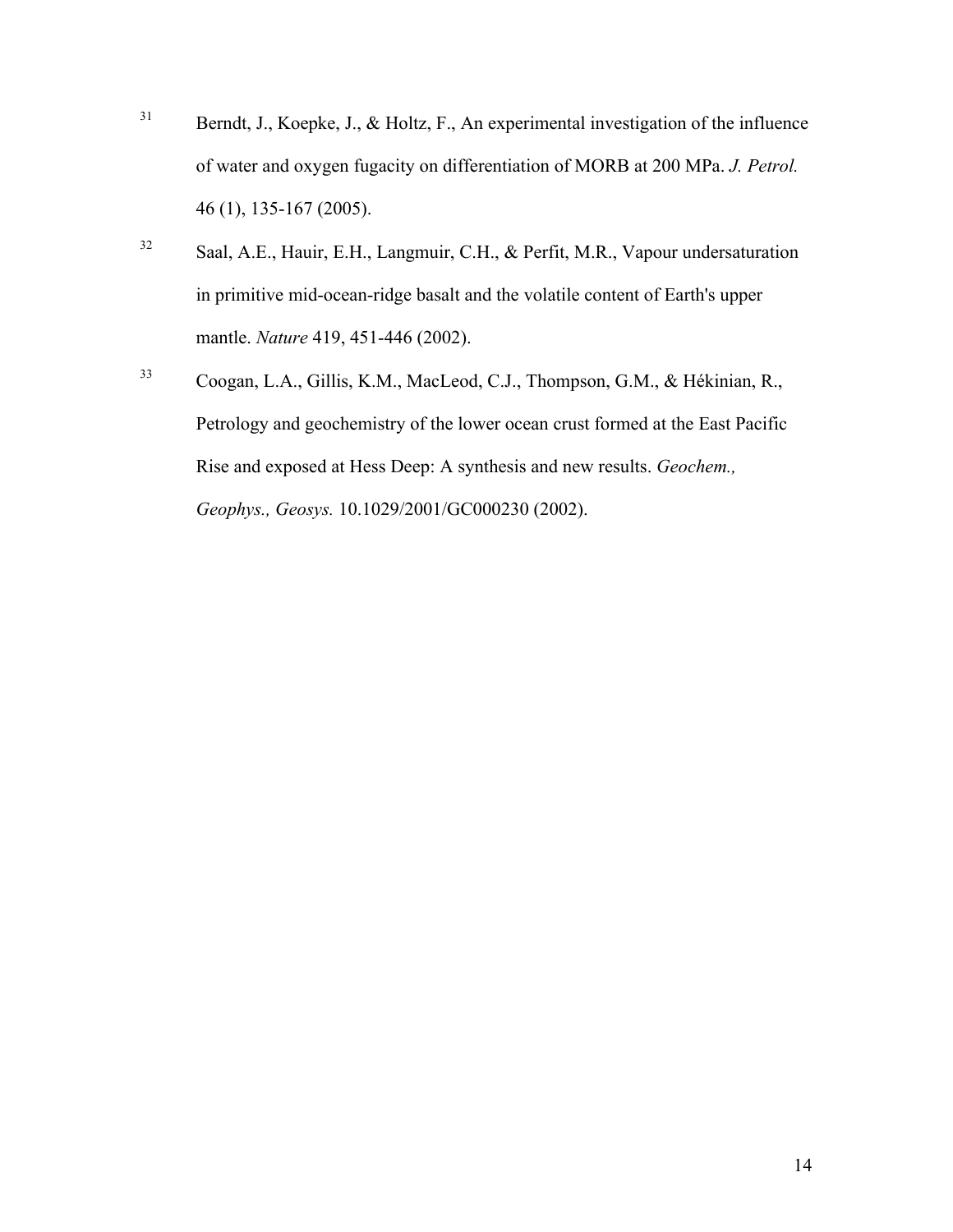31 Berndt, J., Koepke, J., & Holtz, F., An experimental investigation of the influence of water and oxygen fugacity on differentiation of MORB at 200 MPa. *J. Petrol.* 46 (1), 135-167 (2005).

32 Saal, A.E., Hauir, E.H., Langmuir, C.H., & Perfit, M.R., Vapour undersaturation in primitive mid-ocean-ridge basalt and the volatile content of Earth's upper mantle. *Nature* 419, 451-446 (2002).

33 Coogan, L.A., Gillis, K.M., MacLeod, C.J., Thompson, G.M., & Hékinian, R., Petrology and geochemistry of the lower ocean crust formed at the East Pacific Rise and exposed at Hess Deep: A synthesis and new results. *Geochem., Geophys., Geosys.* 10.1029/2001/GC000230 (2002).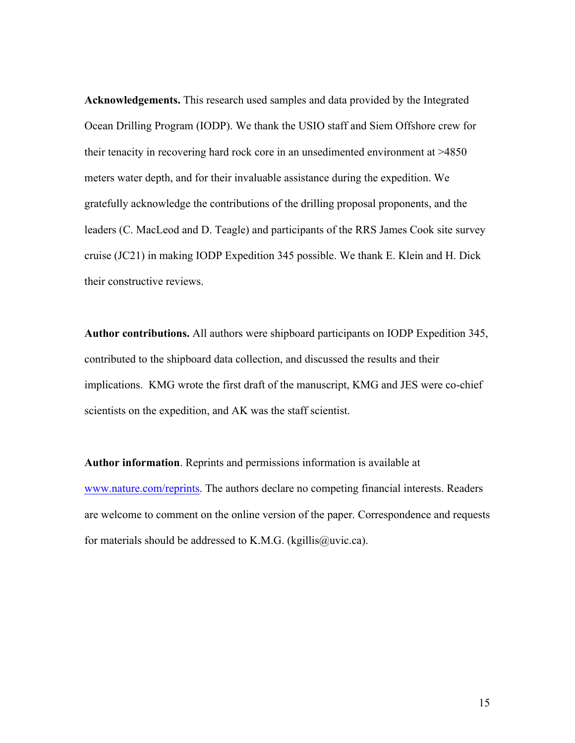**Acknowledgements.** This research used samples and data provided by the Integrated Ocean Drilling Program (IODP). We thank the USIO staff and Siem Offshore crew for their tenacity in recovering hard rock core in an unsedimented environment at >4850 meters water depth, and for their invaluable assistance during the expedition. We gratefully acknowledge the contributions of the drilling proposal proponents, and the leaders (C. MacLeod and D. Teagle) and participants of the RRS James Cook site survey cruise (JC21) in making IODP Expedition 345 possible. We thank E. Klein and H. Dick their constructive reviews.

**Author contributions.** All authors were shipboard participants on IODP Expedition 345, contributed to the shipboard data collection, and discussed the results and their implications. KMG wrote the first draft of the manuscript, KMG and JES were co-chief scientists on the expedition, and AK was the staff scientist.

**Author information**. Reprints and permissions information is available at www.nature.com/reprints. The authors declare no competing financial interests. Readers are welcome to comment on the online version of the paper. Correspondence and requests for materials should be addressed to K.M.G. (kgillis@uvic.ca).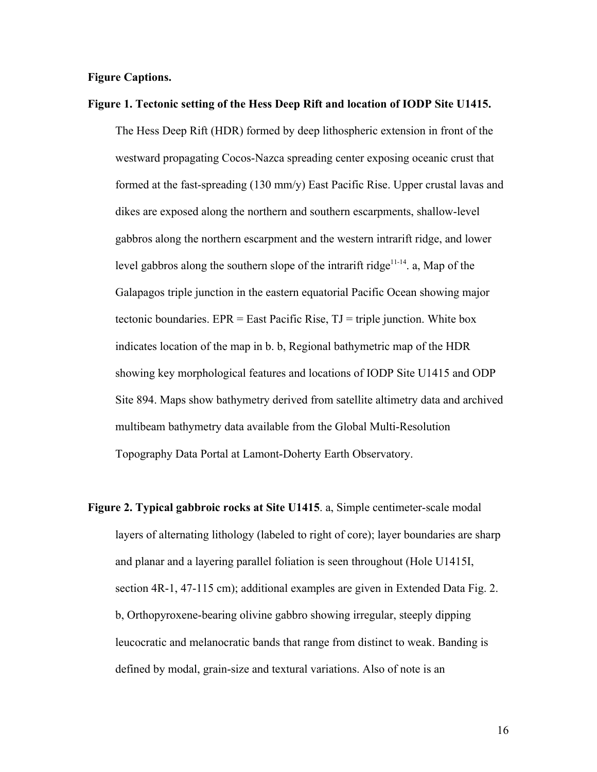**Figure Captions.**

**Figure 1. Tectonic setting of the Hess Deep Rift and location of IODP Site U1415.** The Hess Deep Rift (HDR) formed by deep lithospheric extension in front of the westward propagating Cocos-Nazca spreading center exposing oceanic crust that formed at the fast-spreading (130 mm/y) East Pacific Rise. Upper crustal lavas and dikes are exposed along the northern and southern escarpments, shallow-level gabbros along the northern escarpment and the western intrarift ridge, and lower level gabbros along the southern slope of the intrarift ridge[11-14]. a, Map of the Galapagos triple junction in the eastern equatorial Pacific Ocean showing major tectonic boundaries. EPR = East Pacific Rise, TJ = triple junction. White box indicates location of the map in b. b, Regional bathymetric map of the HDR showing key morphological features and locations of IODP Site U1415 and ODP Site 894. Maps show bathymetry derived from satellite altimetry data and archived multibeam bathymetry data available from the Global Multi-Resolution Topography Data Portal at Lamont-Doherty Earth Observatory.

**Figure 2. Typical gabbroic rocks at Site U1415**. a, Simple centimeter-scale modal layers of alternating lithology (labeled to right of core); layer boundaries are sharp and planar and a layering parallel foliation is seen throughout (Hole U1415I, section 4R-1, 47-115 cm); additional examples are given in Extended Data Fig. 2. b, Orthopyroxene-bearing olivine gabbro showing irregular, steeply dipping leucocratic and melanocratic bands that range from distinct to weak. Banding is defined by modal, grain-size and textural variations. Also of note is an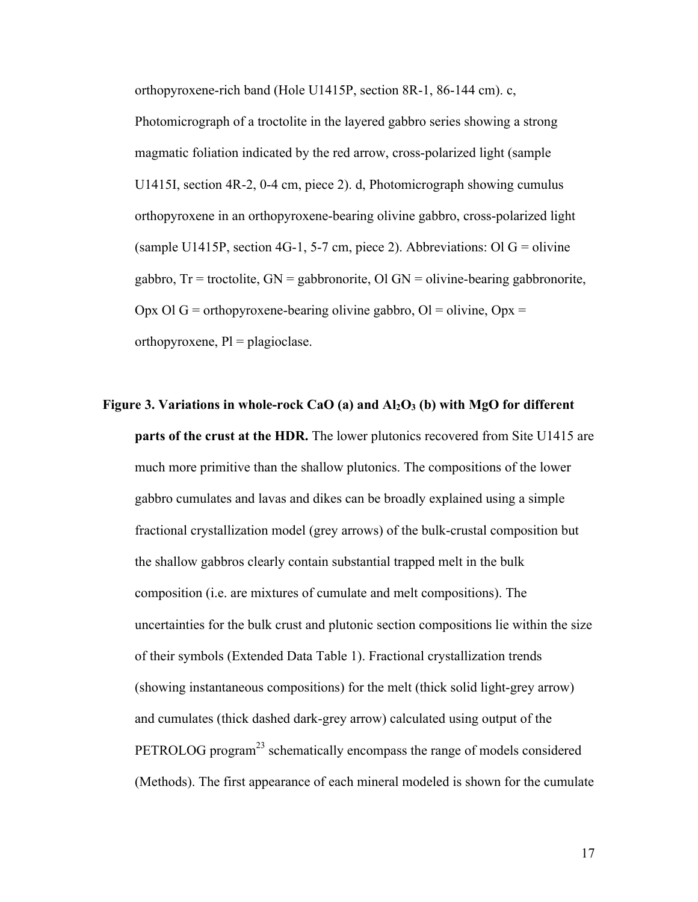orthopyroxene-rich band (Hole U1415P, section 8R-1, 86-144 cm). c, Photomicrograph of a troctolite in the layered gabbro series showing a strong magmatic foliation indicated by the red arrow, cross-polarized light (sample U1415I, section 4R-2, 0-4 cm, piece 2). d, Photomicrograph showing cumulus orthopyroxene in an orthopyroxene-bearing olivine gabbro, cross-polarized light (sample U1415P, section 4G-1, 5-7 cm, piece 2). Abbreviations: Ol G = olivine gabbro, Tr = troctolite, GN = gabbronorite, Ol GN = olivine-bearing gabbronorite, Opx Ol G = orthopyroxene-bearing olivine gabbro, Ol = olivine, Opx = orthopyroxene, Pl = plagioclase.

**Figure 3. Variations in whole-rock CaO (a) and $Al_2O_3$ (b) with MgO for different parts of the crust at the HDR.** The lower plutonics recovered from Site U1415 are much more primitive than the shallow plutonics. The compositions of the lower gabbro cumulates and lavas and dikes can be broadly explained using a simple fractional crystallization model (grey arrows) of the bulk-crustal composition but the shallow gabbros clearly contain substantial trapped melt in the bulk composition (i.e. are mixtures of cumulate and melt compositions). The uncertainties for the bulk crust and plutonic section compositions lie within the size of their symbols (Extended Data Table 1). Fractional crystallization trends (showing instantaneous compositions) for the melt (thick solid light-grey arrow) and cumulates (thick dashed dark-grey arrow) calculated using output of the PETROLOG program[23] schematically encompass the range of models considered (Methods). The first appearance of each mineral modeled is shown for the cumulate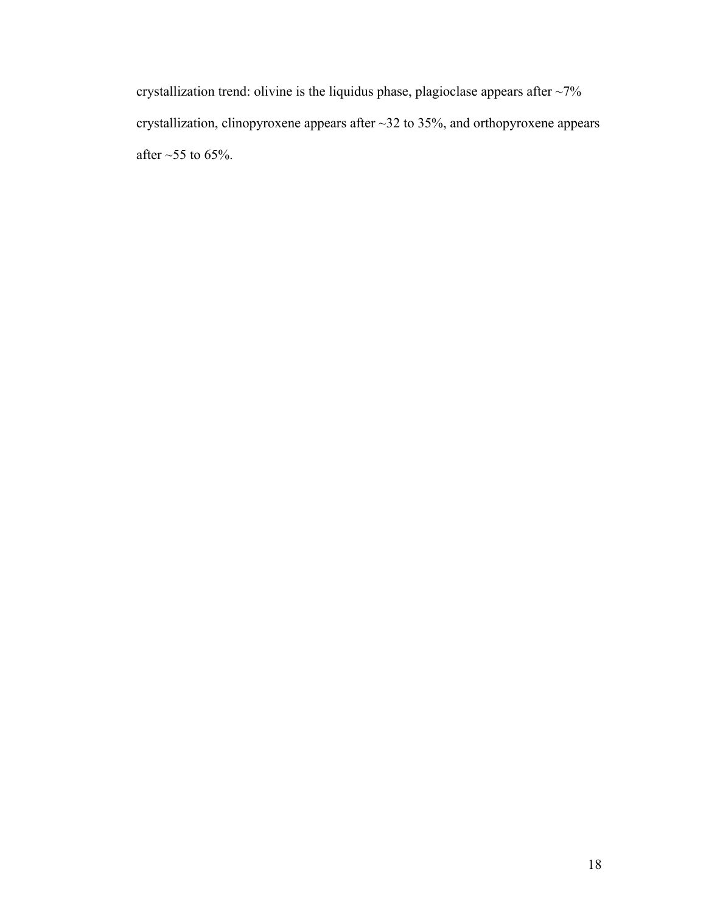crystallization trend: olivine is the liquidus phase, plagioclase appears after ~7% crystallization, clinopyroxene appears after ~32 to 35%, and orthopyroxene appears after ~55 to 65%.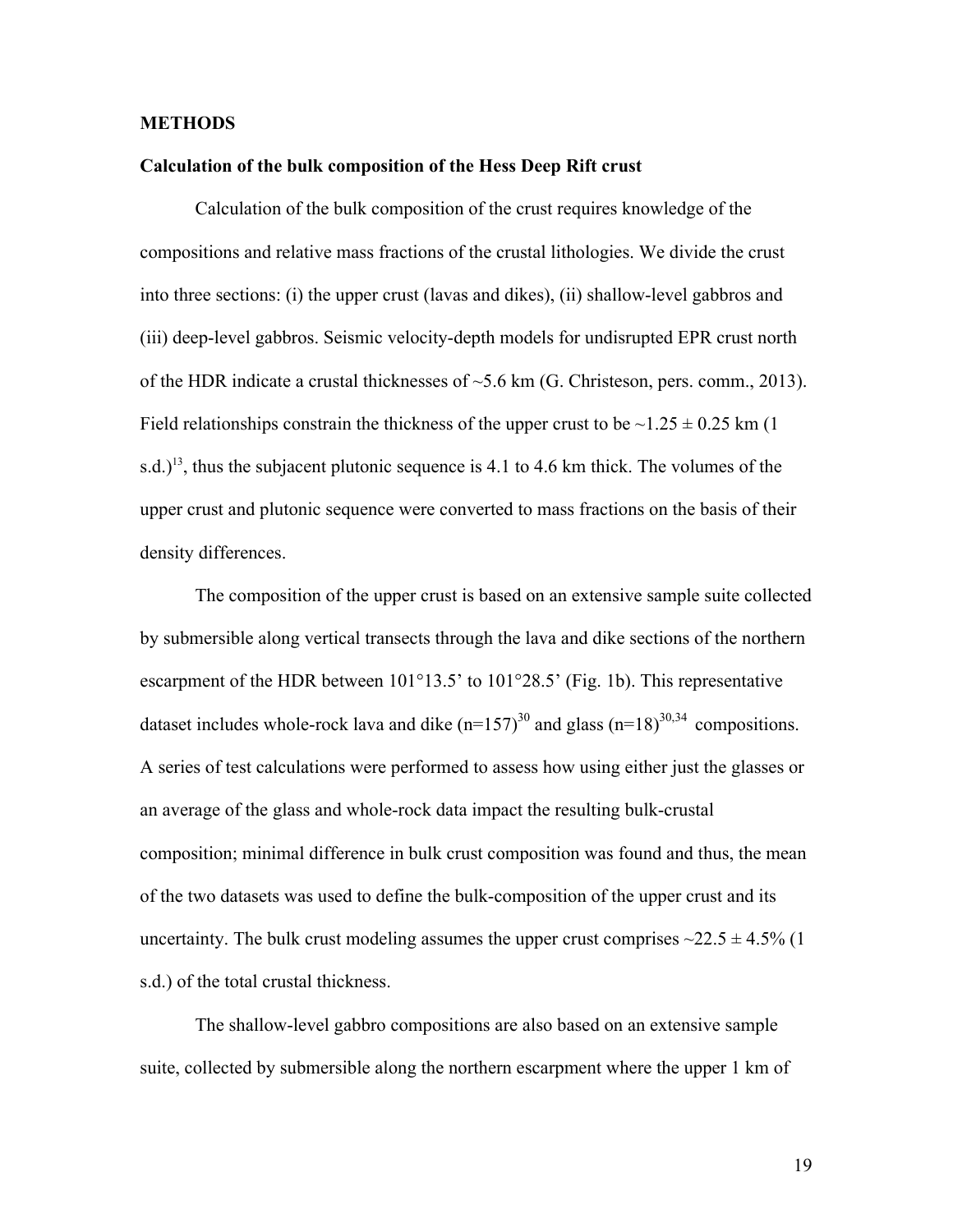## METHODS

### Calculation of the bulk composition of the Hess Deep Rift crust

Calculation of the bulk composition of the crust requires knowledge of the compositions and relative mass fractions of the crustal lithologies. We divide the crust into three sections: (i) the upper crust (lavas and dikes), (ii) shallow-level gabbros and (iii) deep-level gabbros. Seismic velocity-depth models for undisrupted EPR crust north of the HDR indicate a crustal thicknesses of ~5.6 km (G. Christeson, pers. comm., 2013). Field relationships constrain the thickness of the upper crust to be ~1.25 ± 0.25 km (1 s.d.)[13], thus the subjacent plutonic sequence is 4.1 to 4.6 km thick. The volumes of the upper crust and plutonic sequence were converted to mass fractions on the basis of their density differences.

The composition of the upper crust is based on an extensive sample suite collected by submersible along vertical transects through the lava and dike sections of the northern escarpment of the HDR between 101°13.5' to 101°28.5' (Fig. 1b). This representative dataset includes whole-rock lava and dike (n=157)[30] and glass (n=18)[30,34] compositions. A series of test calculations were performed to assess how using either just the glasses or an average of the glass and whole-rock data impact the resulting bulk-crustal composition; minimal difference in bulk crust composition was found and thus, the mean of the two datasets was used to define the bulk-composition of the upper crust and its uncertainty. The bulk crust modeling assumes the upper crust comprises ~22.5 ± 4.5% (1 s.d.) of the total crustal thickness.

The shallow-level gabbro compositions are also based on an extensive sample suite, collected by submersible along the northern escarpment where the upper 1 km of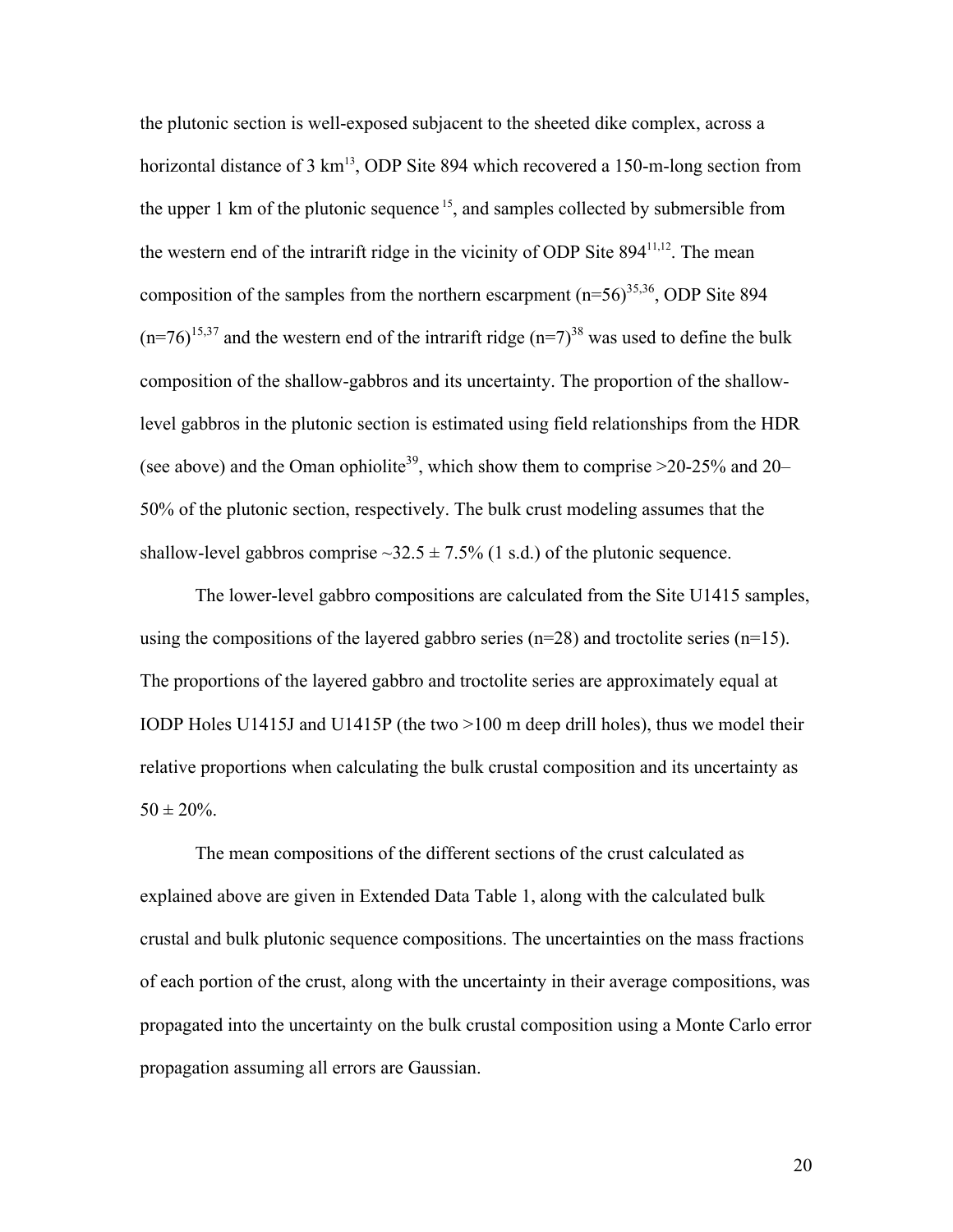the plutonic section is well-exposed subjacent to the sheeted dike complex, across a horizontal distance of 3 km[13], ODP Site 894 which recovered a 150-m-long section from the upper 1 km of the plutonic sequence [15], and samples collected by submersible from the western end of the intrarift ridge in the vicinity of ODP Site 894[11,12]. The mean composition of the samples from the northern escarpment (n=56)[35,36], ODP Site 894 (n=76)[15,37] and the western end of the intrarift ridge (n=7)[38] was used to define the bulk composition of the shallow-gabbros and its uncertainty. The proportion of the shallow-level gabbros in the plutonic section is estimated using field relationships from the HDR (see above) and the Oman ophiolite[39], which show them to comprise >20-25% and 20–50% of the plutonic section, respectively. The bulk crust modeling assumes that the shallow-level gabbros comprise ~32.5 ± 7.5% (1 s.d.) of the plutonic sequence.

The lower-level gabbro compositions are calculated from the Site U1415 samples, using the compositions of the layered gabbro series (n=28) and troctolite series (n=15). The proportions of the layered gabbro and troctolite series are approximately equal at IODP Holes U1415J and U1415P (the two >100 m deep drill holes), thus we model their relative proportions when calculating the bulk crustal composition and its uncertainty as 50 ± 20%.

The mean compositions of the different sections of the crust calculated as explained above are given in Extended Data Table 1, along with the calculated bulk crustal and bulk plutonic sequence compositions. The uncertainties on the mass fractions of each portion of the crust, along with the uncertainty in their average compositions, was propagated into the uncertainty on the bulk crustal composition using a Monte Carlo error propagation assuming all errors are Gaussian.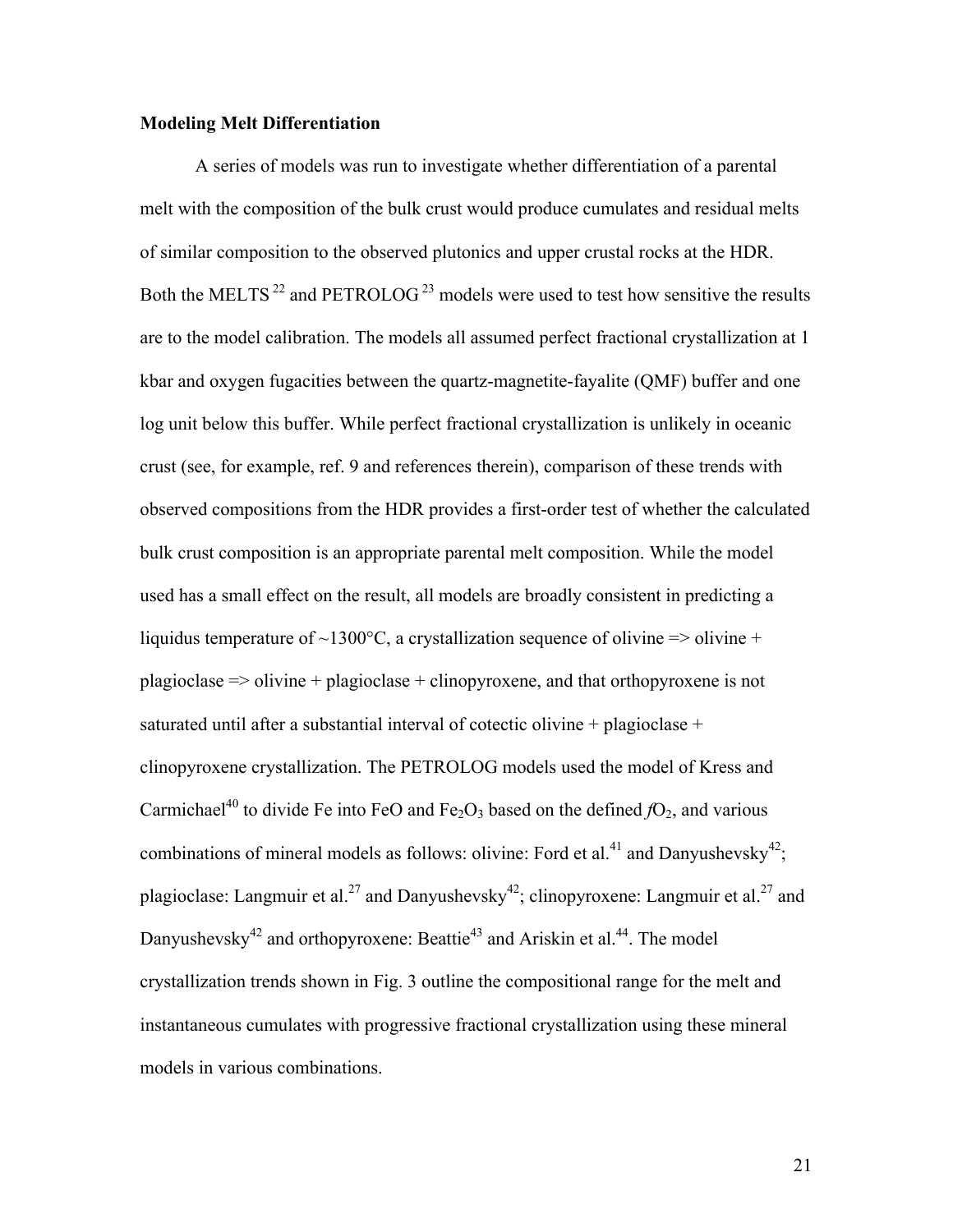**Modeling Melt Differentiation**

A series of models was run to investigate whether differentiation of a parental melt with the composition of the bulk crust would produce cumulates and residual melts of similar composition to the observed plutonics and upper crustal rocks at the HDR. Both the MELTS [22] and PETROLOG [23] models were used to test how sensitive the results are to the model calibration. The models all assumed perfect fractional crystallization at 1 kbar and oxygen fugacities between the quartz-magnetite-fayalite (QMF) buffer and one log unit below this buffer. While perfect fractional crystallization is unlikely in oceanic crust (see, for example, ref. 9 and references therein), comparison of these trends with observed compositions from the HDR provides a first-order test of whether the calculated bulk crust composition is an appropriate parental melt composition. While the model used has a small effect on the result, all models are broadly consistent in predicting a liquidus temperature of ~1300°C, a crystallization sequence of olivine => olivine + plagioclase => olivine + plagioclase + clinopyroxene, and that orthopyroxene is not saturated until after a substantial interval of cotectic olivine + plagioclase + clinopyroxene crystallization. The PETROLOG models used the model of Kress and Carmichael[40] to divide Fe into FeO and $Fe_2O_3$ based on the defined $fO_2$, and various combinations of mineral models as follows: olivine: Ford et al.[41] and Danyushevsky[42]; plagioclase: Langmuir et al.[27] and Danyushevsky[42]; clinopyroxene: Langmuir et al.[27] and Danyushevsky[42] and orthopyroxene: Beattie[43] and Ariskin et al.[44]. The model crystallization trends shown in Fig. 3 outline the compositional range for the melt and instantaneous cumulates with progressive fractional crystallization using these mineral models in various combinations.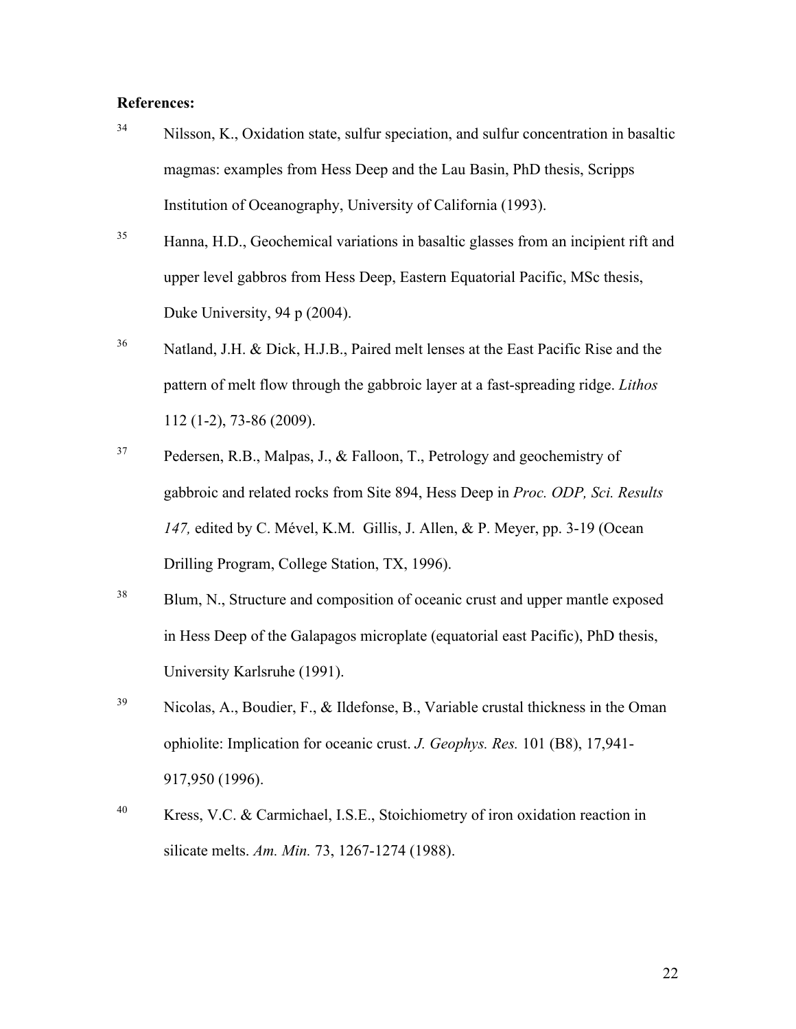**References:**

34 Nilsson, K., Oxidation state, sulfur speciation, and sulfur concentration in basaltic magmas: examples from Hess Deep and the Lau Basin, PhD thesis, Scripps Institution of Oceanography, University of California (1993).

35 Hanna, H.D., Geochemical variations in basaltic glasses from an incipient rift and upper level gabbros from Hess Deep, Eastern Equatorial Pacific, MSc thesis, Duke University, 94 p (2004).

36 Natland, J.H. & Dick, H.J.B., Paired melt lenses at the East Pacific Rise and the pattern of melt flow through the gabbroic layer at a fast-spreading ridge. *Lithos* 112 (1-2), 73-86 (2009).

37 Pedersen, R.B., Malpas, J., & Falloon, T., Petrology and geochemistry of gabbroic and related rocks from Site 894, Hess Deep in *Proc. ODP, Sci. Results 147,* edited by C. Mével, K.M. Gillis, J. Allen, & P. Meyer, pp. 3-19 (Ocean Drilling Program, College Station, TX, 1996).

38 Blum, N., Structure and composition of oceanic crust and upper mantle exposed in Hess Deep of the Galapagos microplate (equatorial east Pacific), PhD thesis, University Karlsruhe (1991).

39 Nicolas, A., Boudier, F., & Ildefonse, B., Variable crustal thickness in the Oman ophiolite: Implication for oceanic crust. *J. Geophys. Res.* 101 (B8), 17,941-917,950 (1996).

40 Kress, V.C. & Carmichael, I.S.E., Stoichiometry of iron oxidation reaction in silicate melts. *Am. Min.* 73, 1267-1274 (1988).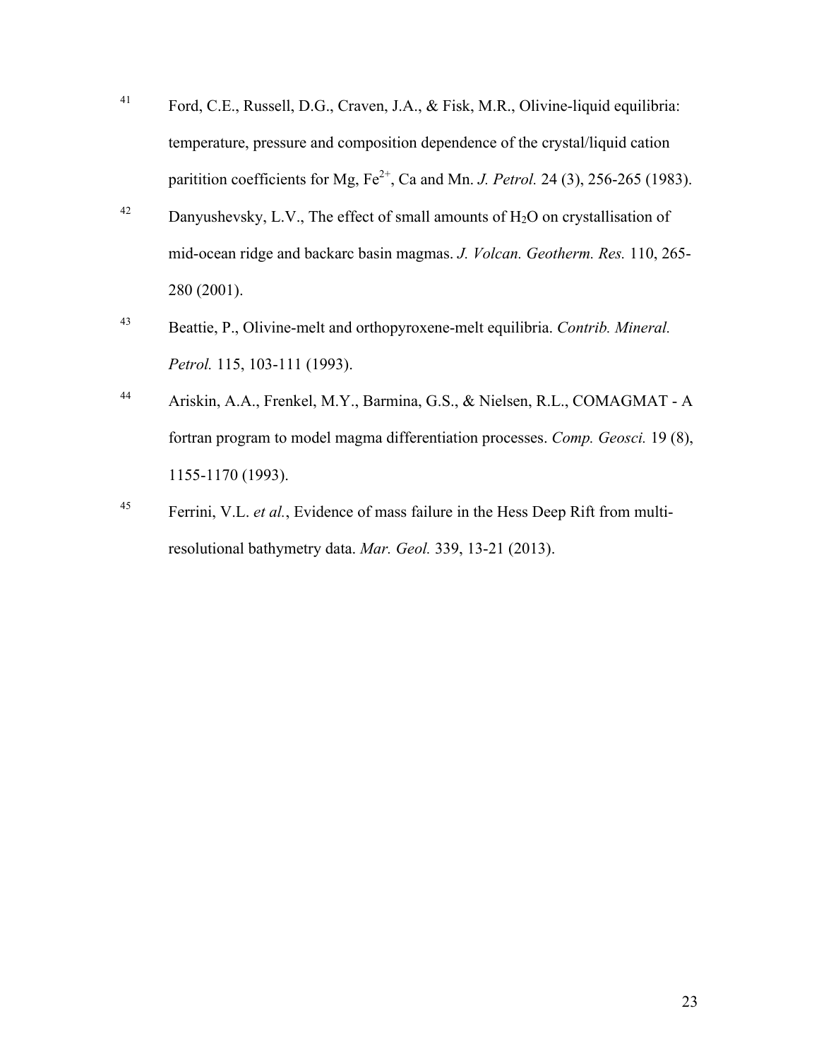41. Ford, C.E., Russell, D.G., Craven, J.A., & Fisk, M.R., Olivine-liquid equilibria: temperature, pressure and composition dependence of the crystal/liquid cation paritition coefficients for Mg, $Fe^{2+}$, Ca and Mn. *J. Petrol.* 24 (3), 256-265 (1983).

42. Danyushevsky, L.V., The effect of small amounts of $H_2O$ on crystallisation of mid-ocean ridge and backarc basin magmas. *J. Volcan. Geotherm. Res.* 110, 265-280 (2001).

43. Beattie, P., Olivine-melt and orthopyroxene-melt equilibria. *Contrib. Mineral. Petrol.* 115, 103-111 (1993).

44. Ariskin, A.A., Frenkel, M.Y., Barmina, G.S., & Nielsen, R.L., COMAGMAT - A fortran program to model magma differentiation processes. *Comp. Geosci.* 19 (8), 1155-1170 (1993).

45. Ferrini, V.L. *et al.*, Evidence of mass failure in the Hess Deep Rift from multi-resolutional bathymetry data. *Mar. Geol.* 339, 13-21 (2013).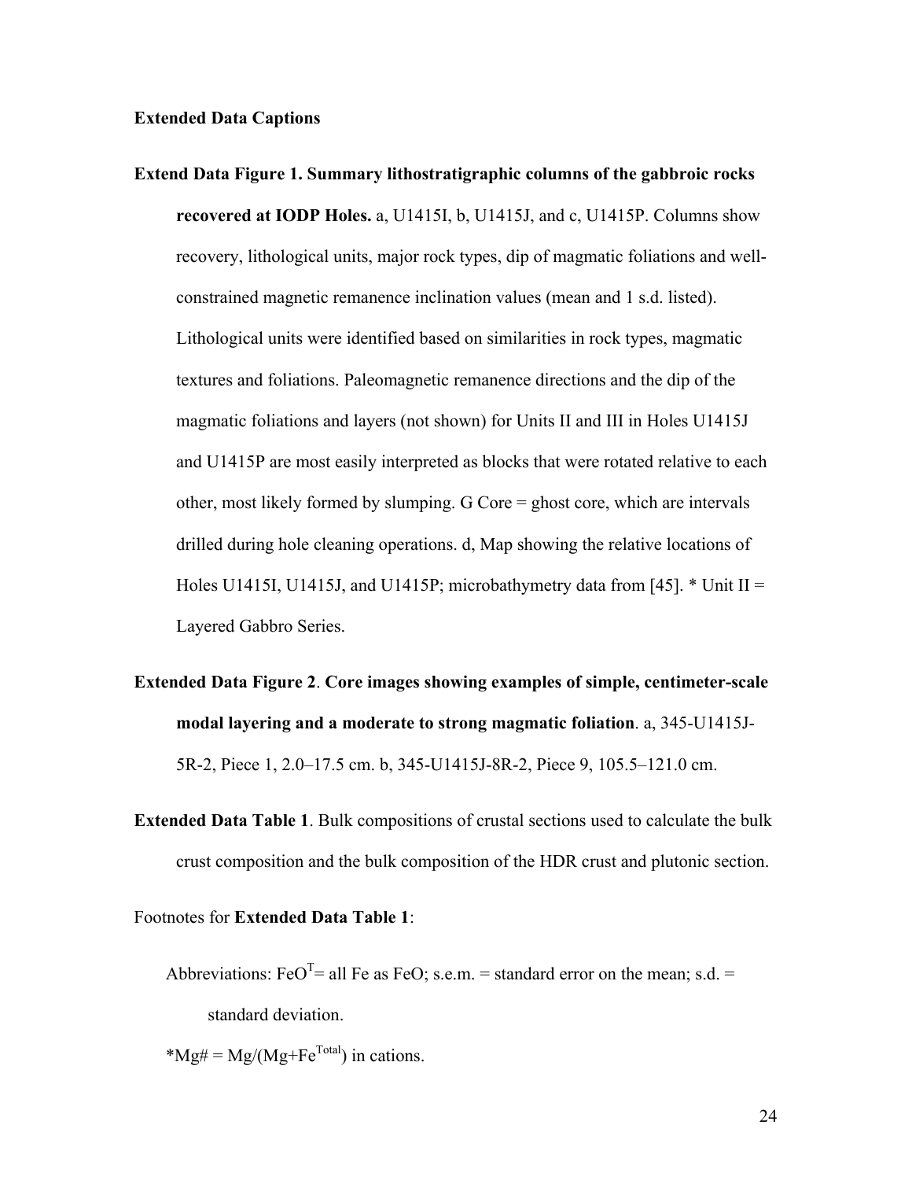**Extended Data Captions**

**Extend Data Figure 1. Summary lithostratigraphic columns of the gabbroic rocks recovered at IODP Holes.** a, U1415I, b, U1415J, and c, U1415P. Columns show recovery, lithological units, major rock types, dip of magmatic foliations and well-constrained magnetic remanence inclination values (mean and 1 s.d. listed). Lithological units were identified based on similarities in rock types, magmatic textures and foliations. Paleomagnetic remanence directions and the dip of the magmatic foliations and layers (not shown) for Units II and III in Holes U1415J and U1415P are most easily interpreted as blocks that were rotated relative to each other, most likely formed by slumping. G Core = ghost core, which are intervals drilled during hole cleaning operations. d, Map showing the relative locations of Holes U1415I, U1415J, and U1415P; microbathymetry data from [45]. * Unit II = Layered Gabbro Series.

**Extended Data Figure 2**. **Core images showing examples of simple, centimeter-scale modal layering and a moderate to strong magmatic foliation**. a, 345-U1415J-5R-2, Piece 1, 2.0–17.5 cm. b, 345-U1415J-8R-2, Piece 9, 105.5–121.0 cm.

**Extended Data Table 1**. Bulk compositions of crustal sections used to calculate the bulk crust composition and the bulk composition of the HDR crust and plutonic section.

Footnotes for **Extended Data Table 1**:

Abbreviations: $FeO^T$= all Fe as FeO; s.e.m. = standard error on the mean; s.d. = standard deviation.

*Mg# = $Mg/(Mg+Fe^{Total})$ in cations.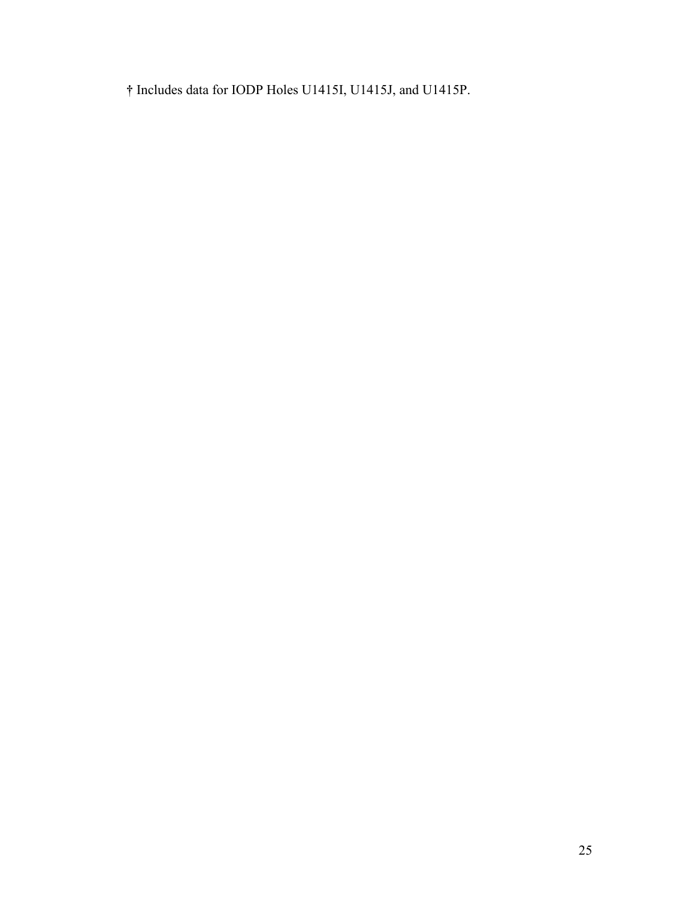† Includes data for IODP Holes U1415I, U1415J, and U1415P.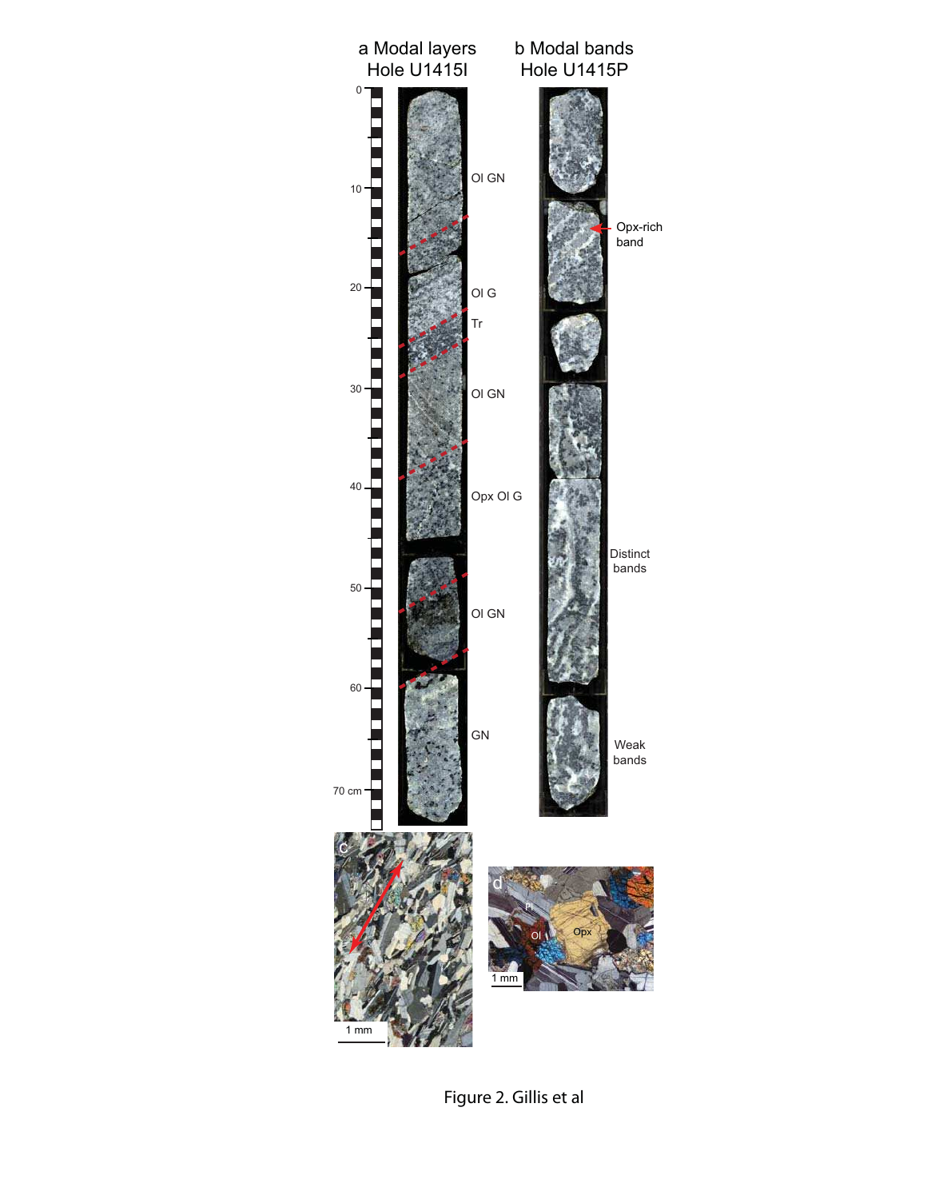a Modal layers Hole U1415I

b Modal bands Hole U1415P

Figure 2. Gillis et al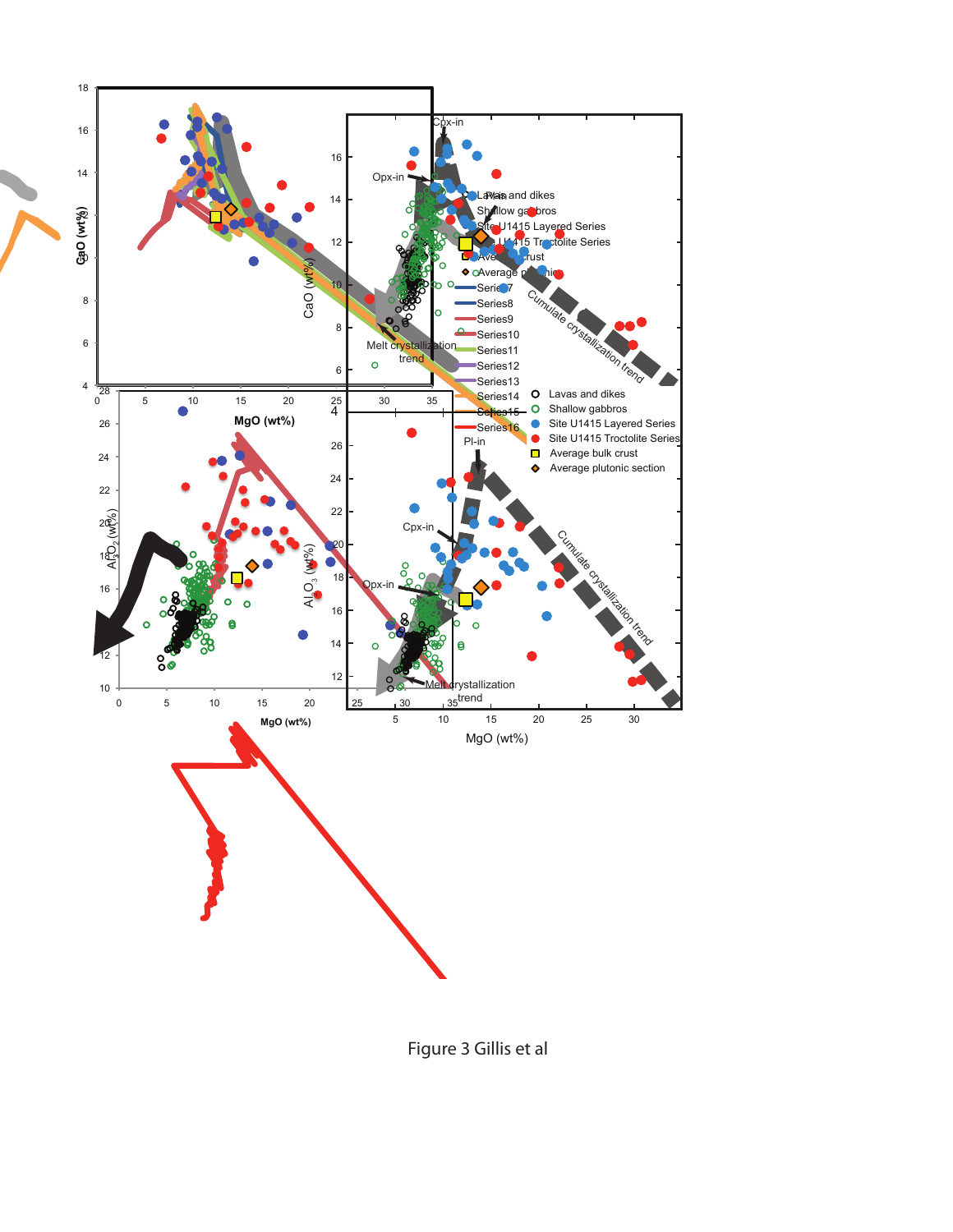Figure 3 Gillis et al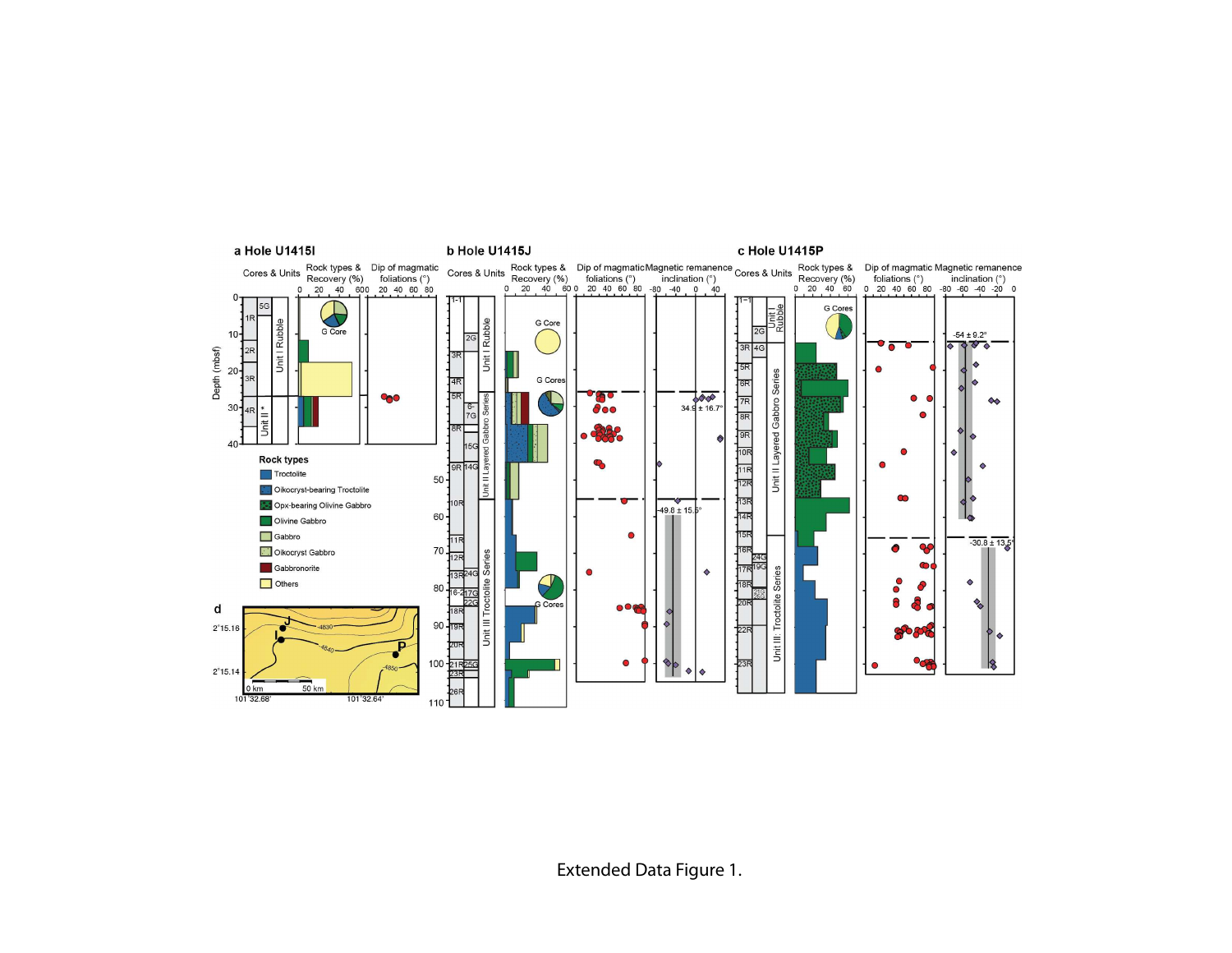Extended Data Figure 1.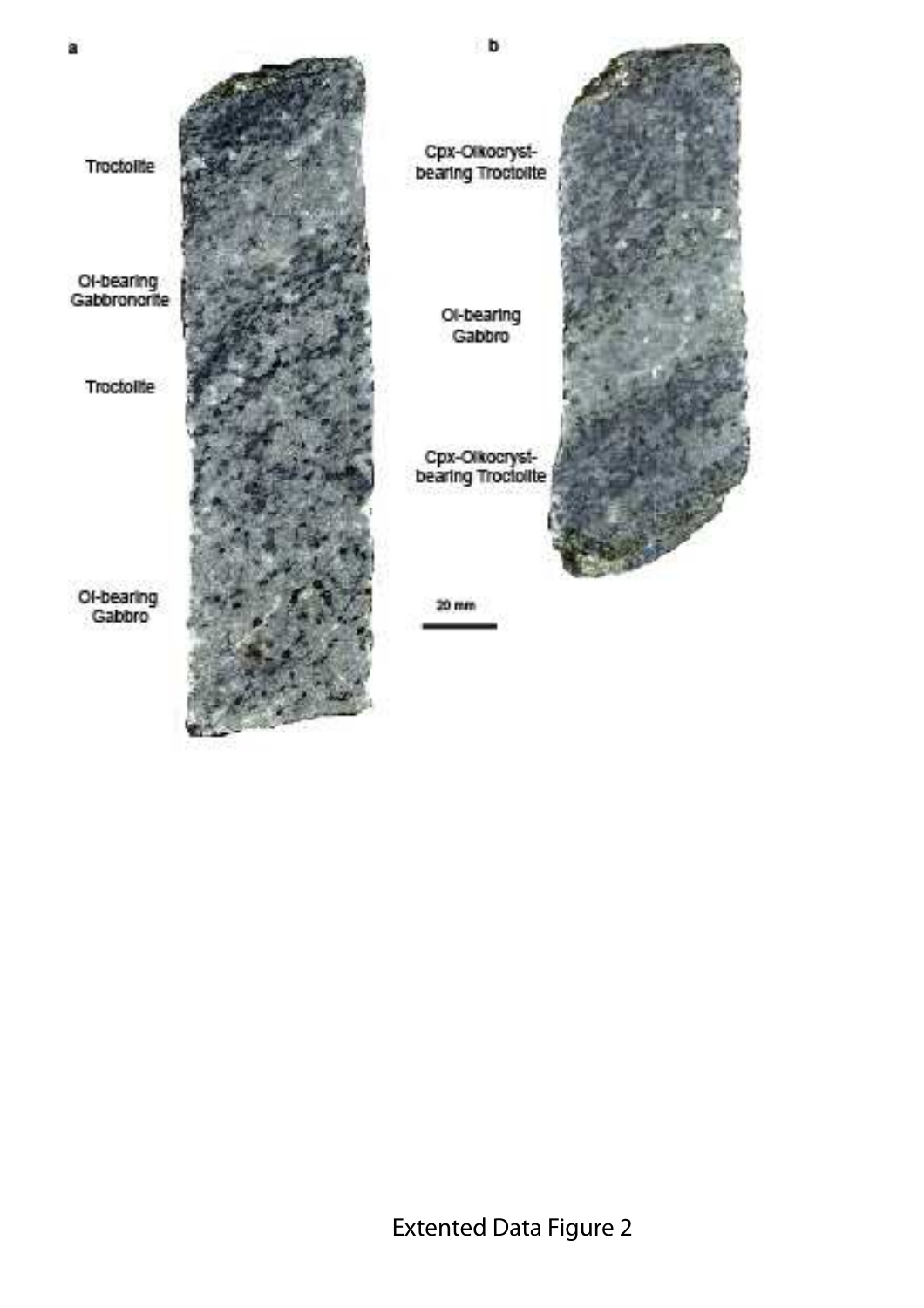**a**

Troctolite

Ol-bearing Gabbronorite

Troctolite

Ol-bearing Gabbro

**b**

Cpx-Oikocryst-bearing Troctolite

Ol-bearing Gabbro

Cpx-Oikocryst-bearing Troctolite

20 mm

Extented Data Figure 2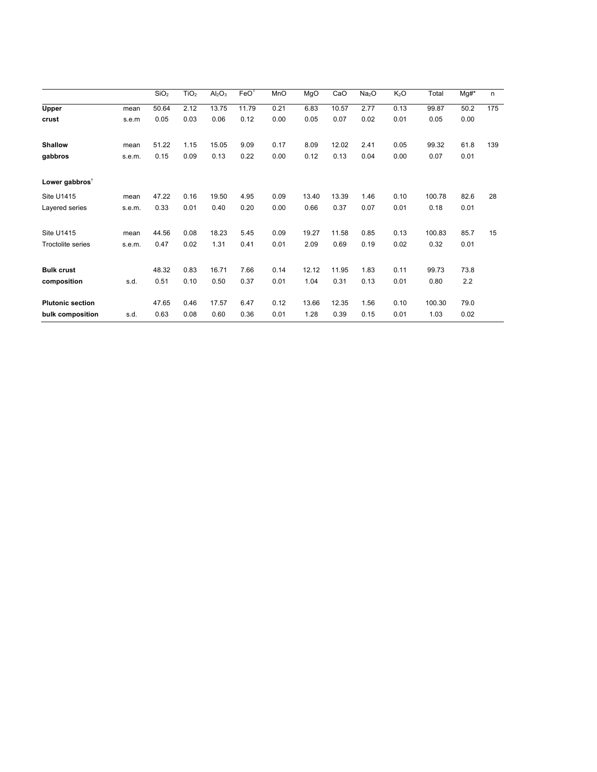| | | $SiO_2$ | $TiO_2$ | $Al_2O_3$ | $FeO^{t}$ | MnO | MgO | CaO | $Na_2O$ | $K_2O$ | Total | Mg#* | n |
|---|---|---|---|---|---|---|---|---|---|---|---|---|---|
| **Upper** | mean | 50.64 | 2.12 | 13.75 | 11.79 | 0.21 | 6.83 | 10.57 | 2.77 | 0.13 | 99.87 | 50.2 | 175 |
| **crust** | s.e.m | 0.05 | 0.03 | 0.06 | 0.12 | 0.00 | 0.05 | 0.07 | 0.02 | 0.01 | 0.05 | 0.00 | |
| **Shallow** | mean | 51.22 | 1.15 | 15.05 | 9.09 | 0.17 | 8.09 | 12.02 | 2.41 | 0.05 | 99.32 | 61.8 | 139 |
| **gabbros** | s.e.m. | 0.15 | 0.09 | 0.13 | 0.22 | 0.00 | 0.12 | 0.13 | 0.04 | 0.00 | 0.07 | 0.01 | |
| **Lower gabbros**† | | | | | | | | | | | | | |
| Site U1415 | mean | 47.22 | 0.16 | 19.50 | 4.95 | 0.09 | 13.40 | 13.39 | 1.46 | 0.10 | 100.78 | 82.6 | 28 |
| Layered series | s.e.m. | 0.33 | 0.01 | 0.40 | 0.20 | 0.00 | 0.66 | 0.37 | 0.07 | 0.01 | 0.18 | 0.01 | |
| Site U1415 | mean | 44.56 | 0.08 | 18.23 | 5.45 | 0.09 | 19.27 | 11.58 | 0.85 | 0.13 | 100.83 | 85.7 | 15 |
| Troctolite series | s.e.m. | 0.47 | 0.02 | 1.31 | 0.41 | 0.01 | 2.09 | 0.69 | 0.19 | 0.02 | 0.32 | 0.01 | |
| **Bulk crust** | | 48.32 | 0.83 | 16.71 | 7.66 | 0.14 | 12.12 | 11.95 | 1.83 | 0.11 | 99.73 | 73.8 | |
| **composition** | s.d. | 0.51 | 0.10 | 0.50 | 0.37 | 0.01 | 1.04 | 0.31 | 0.13 | 0.01 | 0.80 | 2.2 | |
| **Plutonic section** | | 47.65 | 0.46 | 17.57 | 6.47 | 0.12 | 13.66 | 12.35 | 1.56 | 0.10 | 100.30 | 79.0 | |
| **bulk composition** | s.d. | 0.63 | 0.08 | 0.60 | 0.36 | 0.01 | 1.28 | 0.39 | 0.15 | 0.01 | 1.03 | 0.02 | |